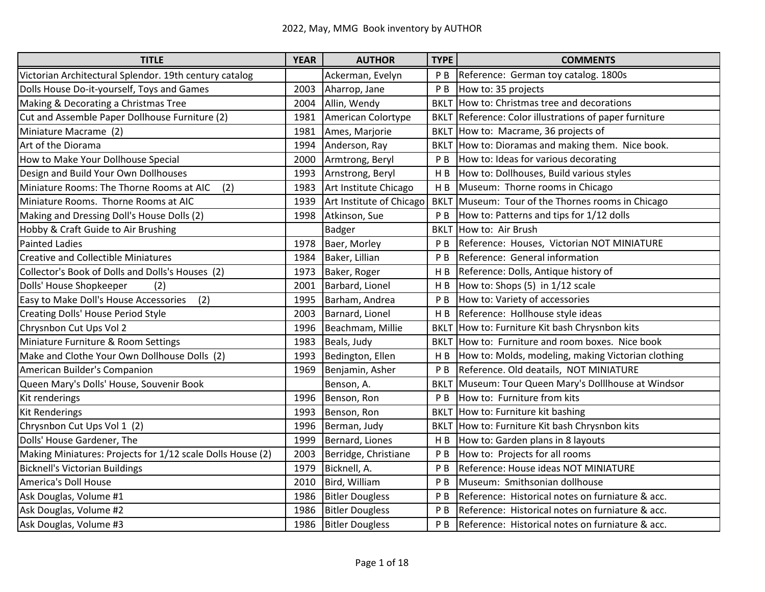# 2022, May, MMG Book inventory by AUTHOR

| TITLE | YEAR | AUTHOR | TYPE | COMMENTS |
|---|---|---|---|---|
| Victorian Architectural Splendor. 19th century catalog | | Ackerman, Evelyn | P B | Reference: German toy catalog. 1800s |
| Dolls House Do-it-yourself, Toys and Games | 2003 | Aharrop, Jane | P B | How to: 35 projects |
| Making & Decorating a Christmas Tree | 2004 | Allin, Wendy | BKLT | How to: Christmas tree and decorations |
| Cut and Assemble Paper Dollhouse Furniture (2) | 1981 | American Colortype | BKLT | Reference: Color illustrations of paper furniture |
| Miniature Macrame (2) | 1981 | Ames, Marjorie | BKLT | How to: Macrame, 36 projects of |
| Art of the Diorama | 1994 | Anderson, Ray | BKLT | How to: Dioramas and making them. Nice book. |
| How to Make Your Dollhouse Special | 2000 | Armtrong, Beryl | P B | How to: Ideas for various decorating |
| Design and Build Your Own Dollhouses | 1993 | Arnstrong, Beryl | H B | How to: Dollhouses, Build various styles |
| Miniature Rooms: The Thorne Rooms at AIC (2) | 1983 | Art Institute Chicago | H B | Museum: Thorne rooms in Chicago |
| Miniature Rooms. Thorne Rooms at AIC | 1939 | Art Institute of Chicago | BKLT | Museum: Tour of the Thornes rooms in Chicago |
| Making and Dressing Doll's House Dolls (2) | 1998 | Atkinson, Sue | P B | How to: Patterns and tips for 1/12 dolls |
| Hobby & Craft Guide to Air Brushing | | Badger | BKLT | How to: Air Brush |
| Painted Ladies | 1978 | Baer, Morley | P B | Reference: Houses, Victorian NOT MINIATURE |
| Creative and Collectible Miniatures | 1984 | Baker, Lillian | P B | Reference: General information |
| Collector's Book of Dolls and Dolls's Houses (2) | 1973 | Baker, Roger | H B | Reference: Dolls, Antique history of |
| Dolls' House Shopkeeper (2) | 2001 | Barbard, Lionel | H B | How to: Shops (5) in 1/12 scale |
| Easy to Make Doll's House Accessories (2) | 1995 | Barham, Andrea | P B | How to: Variety of accessories |
| Creating Dolls' House Period Style | 2003 | Barnard, Lionel | H B | Reference: Hollhouse style ideas |
| Chrysnbon Cut Ups Vol 2 | 1996 | Beachmam, Millie | BKLT | How to: Furniture Kit bash Chrysnbon kits |
| Miniature Furniture & Room Settings | 1983 | Beals, Judy | BKLT | How to: Furniture and room boxes. Nice book |
| Make and Clothe Your Own Dollhouse Dolls (2) | 1993 | Bedington, Ellen | H B | How to: Molds, modeling, making Victorian clothing |
| American Builder's Companion | 1969 | Benjamin, Asher | P B | Reference. Old deatails, NOT MINIATURE |
| Queen Mary's Dolls' House, Souvenir Book | | Benson, A. | BKLT | Museum: Tour Queen Mary's Dolllhouse at Windsor |
| Kit renderings | 1996 | Benson, Ron | P B | How to: Furniture from kits |
| Kit Renderings | 1993 | Benson, Ron | BKLT | How to: Furniture kit bashing |
| Chrysnbon Cut Ups Vol 1 (2) | 1996 | Berman, Judy | BKLT | How to: Furniture Kit bash Chrysnbon kits |
| Dolls' House Gardener, The | 1999 | Bernard, Liones | H B | How to: Garden plans in 8 layouts |
| Making Miniatures: Projects for 1/12 scale Dolls House (2) | 2003 | Berridge, Christiane | P B | How to: Projects for all rooms |
| Bicknell's Victorian Buildings | 1979 | Bicknell, A. | P B | Reference: House ideas NOT MINIATURE |
| America's Doll House | 2010 | Bird, William | P B | Museum: Smithsonian dollhouse |
| Ask Douglas, Volume #1 | 1986 | Bitler Dougless | P B | Reference: Historical notes on furniature & acc. |
| Ask Douglas, Volume #2 | 1986 | Bitler Dougless | P B | Reference: Historical notes on furniature & acc. |
| Ask Douglas, Volume #3 | 1986 | Bitler Dougless | P B | Reference: Historical notes on furniature & acc. |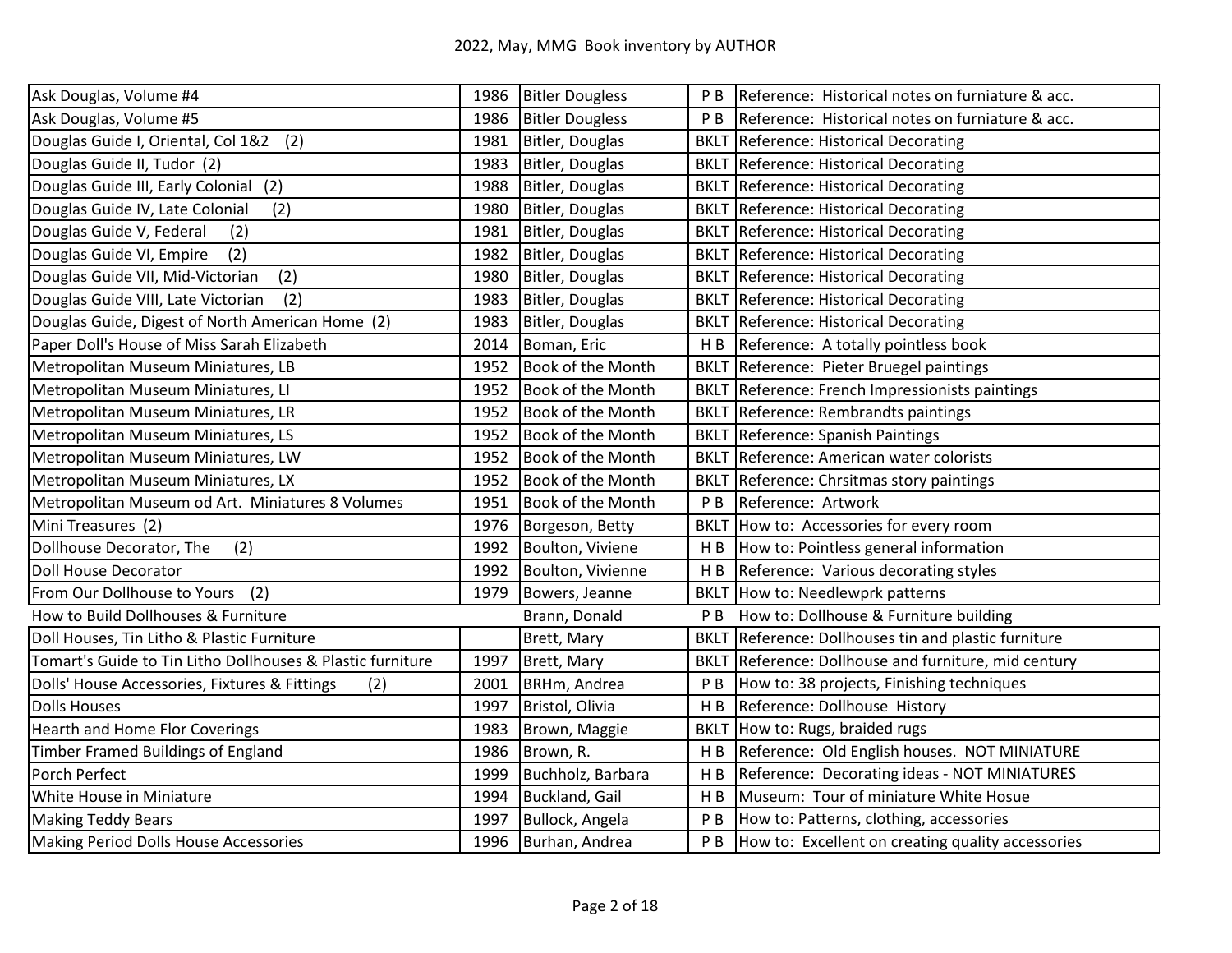| Ask Douglas, Volume #4 | 1986 | Bitler Dougless | P B | Reference:  Historical notes on furniature & acc. |
|---|---|---|---|---|
| Ask Douglas, Volume #5 | 1986 | Bitler Dougless | P B | Reference:  Historical notes on furniature & acc. |
| Douglas Guide I, Oriental, Col 1&2   (2) | 1981 | Bitler, Douglas | BKLT | Reference: Historical Decorating |
| Douglas Guide II, Tudor  (2) | 1983 | Bitler, Douglas | BKLT | Reference: Historical Decorating |
| Douglas Guide III, Early Colonial   (2) | 1988 | Bitler, Douglas | BKLT | Reference: Historical Decorating |
| Douglas Guide IV, Late Colonial     (2) | 1980 | Bitler, Douglas | BKLT | Reference: Historical Decorating |
| Douglas Guide V, Federal     (2) | 1981 | Bitler, Douglas | BKLT | Reference: Historical Decorating |
| Douglas Guide VI, Empire    (2) | 1982 | Bitler, Douglas | BKLT | Reference: Historical Decorating |
| Douglas Guide VII, Mid-Victorian     (2) | 1980 | Bitler, Douglas | BKLT | Reference: Historical Decorating |
| Douglas Guide VIII, Late Victorian     (2) | 1983 | Bitler, Douglas | BKLT | Reference: Historical Decorating |
| Douglas Guide, Digest of North American Home  (2) | 1983 | Bitler, Douglas | BKLT | Reference: Historical Decorating |
| Paper Doll's House of Miss Sarah Elizabeth | 2014 | Boman, Eric | H B | Reference:  A totally pointless book |
| Metropolitan Museum Miniatures, LB | 1952 | Book of the Month | BKLT | Reference:  Pieter Bruegel paintings |
| Metropolitan Museum Miniatures, LI | 1952 | Book of the Month | BKLT | Reference: French Impressionists paintings |
| Metropolitan Museum Miniatures, LR | 1952 | Book of the Month | BKLT | Reference: Rembrandts paintings |
| Metropolitan Museum Miniatures, LS | 1952 | Book of the Month | BKLT | Reference: Spanish Paintings |
| Metropolitan Museum Miniatures, LW | 1952 | Book of the Month | BKLT | Reference: American water colorists |
| Metropolitan Museum Miniatures, LX | 1952 | Book of the Month | BKLT | Reference: Chrsitmas story paintings |
| Metropolitan Museum od Art.  Miniatures 8 Volumes | 1951 | Book of the Month | P B | Reference:  Artwork |
| Mini Treasures  (2) | 1976 | Borgeson, Betty | BKLT | How to:  Accessories for every room |
| Dollhouse Decorator, The     (2) | 1992 | Boulton, Viviene | H B | How to: Pointless general information |
| Doll House Decorator | 1992 | Boulton, Vivienne | H B | Reference:  Various decorating styles |
| From Our Dollhouse to Yours   (2) | 1979 | Bowers, Jeanne | BKLT | How to: Needlewprk patterns |
| How to Build Dollhouses & Furniture | | Brann, Donald | P B | How to: Dollhouse & Furniture building |
| Doll Houses, Tin Litho & Plastic Furniture | | Brett, Mary | BKLT | Reference: Dollhouses tin and plastic furniture |
| Tomart's Guide to Tin Litho Dollhouses & Plastic furniture | 1997 | Brett, Mary | BKLT | Reference: Dollhouse and furniture, mid century |
| Dolls' House Accessories, Fixtures & Fittings       (2) | 2001 | BRHm, Andrea | P B | How to: 38 projects, Finishing techniques |
| Dolls Houses | 1997 | Bristol, Olivia | H B | Reference: Dollhouse  History |
| Hearth and Home Flor Coverings | 1983 | Brown, Maggie | BKLT | How to: Rugs, braided rugs |
| Timber Framed Buildings of England | 1986 | Brown, R. | H B | Reference:  Old English houses.  NOT MINIATURE |
| Porch Perfect | 1999 | Buchholz, Barbara | H B | Reference:  Decorating ideas - NOT MINIATURES |
| White House in Miniature | 1994 | Buckland, Gail | H B | Museum:  Tour of miniature White Hosue |
| Making Teddy Bears | 1997 | Bullock, Angela | P B | How to: Patterns, clothing, accessories |
| Making Period Dolls House Accessories | 1996 | Burhan, Andrea | P B | How to:  Excellent on creating quality accessories |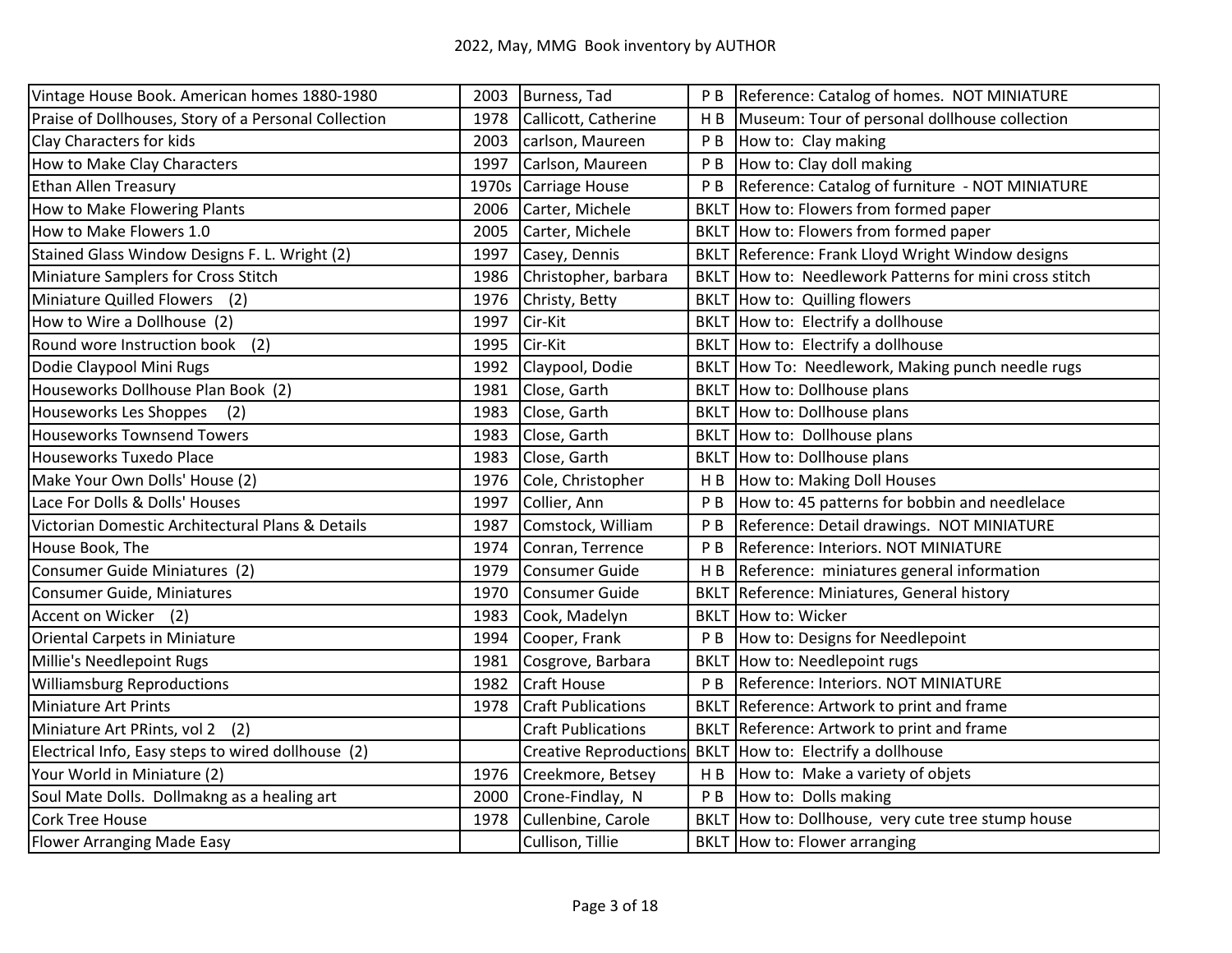| Vintage House Book. American homes 1880-1980 | 2003 | Burness, Tad | P B | Reference: Catalog of homes. NOT MINIATURE |
|---|---|---|---|---|
| Praise of Dollhouses, Story of a Personal Collection | 1978 | Callicott, Catherine | H B | Museum: Tour of personal dollhouse collection |
| Clay Characters for kids | 2003 | carlson, Maureen | P B | How to: Clay making |
| How to Make Clay Characters | 1997 | Carlson, Maureen | P B | How to: Clay doll making |
| Ethan Allen Treasury | 1970s | Carriage House | P B | Reference: Catalog of furniture - NOT MINIATURE |
| How to Make Flowering Plants | 2006 | Carter, Michele | BKLT | How to: Flowers from formed paper |
| How to Make Flowers 1.0 | 2005 | Carter, Michele | BKLT | How to: Flowers from formed paper |
| Stained Glass Window Designs F. L. Wright (2) | 1997 | Casey, Dennis | BKLT | Reference: Frank Lloyd Wright Window designs |
| Miniature Samplers for Cross Stitch | 1986 | Christopher, barbara | BKLT | How to: Needlework Patterns for mini cross stitch |
| Miniature Quilled Flowers (2) | 1976 | Christy, Betty | BKLT | How to: Quilling flowers |
| How to Wire a Dollhouse (2) | 1997 | Cir-Kit | BKLT | How to: Electrify a dollhouse |
| Round wore Instruction book (2) | 1995 | Cir-Kit | BKLT | How to: Electrify a dollhouse |
| Dodie Claypool Mini Rugs | 1992 | Claypool, Dodie | BKLT | How To: Needlework, Making punch needle rugs |
| Houseworks Dollhouse Plan Book (2) | 1981 | Close, Garth | BKLT | How to: Dollhouse plans |
| Houseworks Les Shoppes (2) | 1983 | Close, Garth | BKLT | How to: Dollhouse plans |
| Houseworks Townsend Towers | 1983 | Close, Garth | BKLT | How to: Dollhouse plans |
| Houseworks Tuxedo Place | 1983 | Close, Garth | BKLT | How to: Dollhouse plans |
| Make Your Own Dolls' House (2) | 1976 | Cole, Christopher | H B | How to: Making Doll Houses |
| Lace For Dolls & Dolls' Houses | 1997 | Collier, Ann | P B | How to: 45 patterns for bobbin and needlelace |
| Victorian Domestic Architectural Plans & Details | 1987 | Comstock, William | P B | Reference: Detail drawings. NOT MINIATURE |
| House Book, The | 1974 | Conran, Terrence | P B | Reference: Interiors. NOT MINIATURE |
| Consumer Guide Miniatures (2) | 1979 | Consumer Guide | H B | Reference: miniatures general information |
| Consumer Guide, Miniatures | 1970 | Consumer Guide | BKLT | Reference: Miniatures, General history |
| Accent on Wicker (2) | 1983 | Cook, Madelyn | BKLT | How to: Wicker |
| Oriental Carpets in Miniature | 1994 | Cooper, Frank | P B | How to: Designs for Needlepoint |
| Millie's Needlepoint Rugs | 1981 | Cosgrove, Barbara | BKLT | How to: Needlepoint rugs |
| Williamsburg Reproductions | 1982 | Craft House | P B | Reference: Interiors. NOT MINIATURE |
| Miniature Art Prints | 1978 | Craft Publications | BKLT | Reference: Artwork to print and frame |
| Miniature Art PRints, vol 2 (2) | | Craft Publications | BKLT | Reference: Artwork to print and frame |
| Electrical Info, Easy steps to wired dollhouse (2) | | Creative Reproductions | BKLT | How to: Electrify a dollhouse |
| Your World in Miniature (2) | 1976 | Creekmore, Betsey | H B | How to: Make a variety of objets |
| Soul Mate Dolls. Dollmakng as a healing art | 2000 | Crone-Findlay, N | P B | How to: Dolls making |
| Cork Tree House | 1978 | Cullenbine, Carole | BKLT | How to: Dollhouse, very cute tree stump house |
| Flower Arranging Made Easy | | Cullison, Tillie | BKLT | How to: Flower arranging |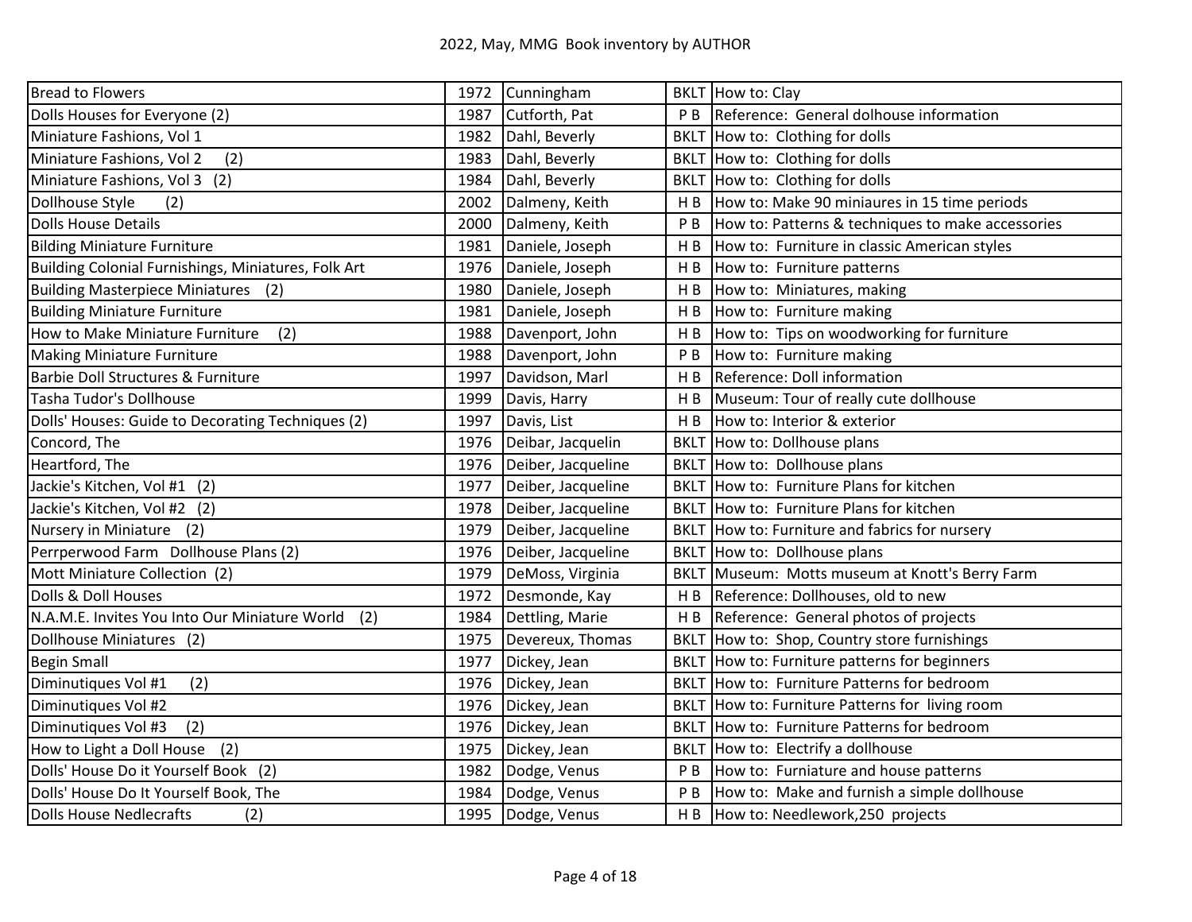| Bread to Flowers | 1972 | Cunningham | BKLT | How to: Clay |
|---|---|---|---|---|
| Dolls Houses for Everyone (2) | 1987 | Cutforth, Pat | P B | Reference: General dolhouse information |
| Miniature Fashions, Vol 1 | 1982 | Dahl, Beverly | BKLT | How to: Clothing for dolls |
| Miniature Fashions, Vol 2 (2) | 1983 | Dahl, Beverly | BKLT | How to: Clothing for dolls |
| Miniature Fashions, Vol 3 (2) | 1984 | Dahl, Beverly | BKLT | How to: Clothing for dolls |
| Dollhouse Style (2) | 2002 | Dalmeny, Keith | H B | How to: Make 90 miniaures in 15 time periods |
| Dolls House Details | 2000 | Dalmeny, Keith | P B | How to: Patterns & techniques to make accessories |
| Bilding Miniature Furniture | 1981 | Daniele, Joseph | H B | How to: Furniture in classic American styles |
| Building Colonial Furnishings, Miniatures, Folk Art | 1976 | Daniele, Joseph | H B | How to: Furniture patterns |
| Building Masterpiece Miniatures (2) | 1980 | Daniele, Joseph | H B | How to: Miniatures, making |
| Building Miniature Furniture | 1981 | Daniele, Joseph | H B | How to: Furniture making |
| How to Make Miniature Furniture (2) | 1988 | Davenport, John | H B | How to: Tips on woodworking for furniture |
| Making Miniature Furniture | 1988 | Davenport, John | P B | How to: Furniture making |
| Barbie Doll Structures & Furniture | 1997 | Davidson, Marl | H B | Reference: Doll information |
| Tasha Tudor's Dollhouse | 1999 | Davis, Harry | H B | Museum: Tour of really cute dollhouse |
| Dolls' Houses: Guide to Decorating Techniques (2) | 1997 | Davis, List | H B | How to: Interior & exterior |
| Concord, The | 1976 | Deibar, Jacquelin | BKLT | How to: Dollhouse plans |
| Heartford, The | 1976 | Deiber, Jacqueline | BKLT | How to: Dollhouse plans |
| Jackie's Kitchen, Vol #1 (2) | 1977 | Deiber, Jacqueline | BKLT | How to: Furniture Plans for kitchen |
| Jackie's Kitchen, Vol #2 (2) | 1978 | Deiber, Jacqueline | BKLT | How to: Furniture Plans for kitchen |
| Nursery in Miniature (2) | 1979 | Deiber, Jacqueline | BKLT | How to: Furniture and fabrics for nursery |
| Perrperwood Farm Dollhouse Plans (2) | 1976 | Deiber, Jacqueline | BKLT | How to: Dollhouse plans |
| Mott Miniature Collection (2) | 1979 | DeMoss, Virginia | BKLT | Museum: Motts museum at Knott's Berry Farm |
| Dolls & Doll Houses | 1972 | Desmonde, Kay | H B | Reference: Dollhouses, old to new |
| N.A.M.E. Invites You Into Our Miniature World (2) | 1984 | Dettling, Marie | H B | Reference: General photos of projects |
| Dollhouse Miniatures (2) | 1975 | Devereux, Thomas | BKLT | How to: Shop, Country store furnishings |
| Begin Small | 1977 | Dickey, Jean | BKLT | How to: Furniture patterns for beginners |
| Diminutiques Vol #1 (2) | 1976 | Dickey, Jean | BKLT | How to: Furniture Patterns for bedroom |
| Diminutiques Vol #2 | 1976 | Dickey, Jean | BKLT | How to: Furniture Patterns for living room |
| Diminutiques Vol #3 (2) | 1976 | Dickey, Jean | BKLT | How to: Furniture Patterns for bedroom |
| How to Light a Doll House (2) | 1975 | Dickey, Jean | BKLT | How to: Electrify a dollhouse |
| Dolls' House Do it Yourself Book (2) | 1982 | Dodge, Venus | P B | How to: Furniature and house patterns |
| Dolls' House Do It Yourself Book, The | 1984 | Dodge, Venus | P B | How to: Make and furnish a simple dollhouse |
| Dolls House Nedlecrafts (2) | 1995 | Dodge, Venus | H B | How to: Needlework,250 projects |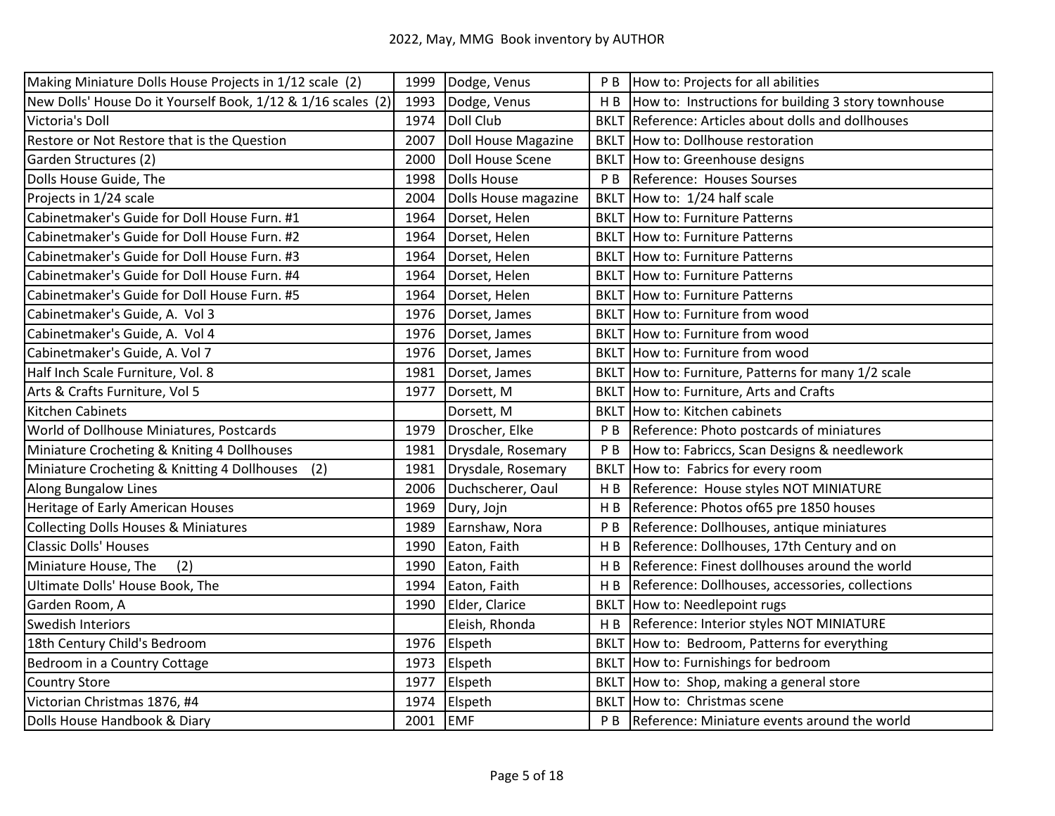# 2022, May, MMG Book inventory by AUTHOR

| | | | | |
|---|---|---|---|---|
| Making Miniature Dolls House Projects in 1/12 scale (2) | 1999 | Dodge, Venus | P B | How to: Projects for all abilities |
| New Dolls' House Do it Yourself Book, 1/12 & 1/16 scales (2) | 1993 | Dodge, Venus | H B | How to: Instructions for building 3 story townhouse |
| Victoria's Doll | 1974 | Doll Club | BKLT | Reference: Articles about dolls and dollhouses |
| Restore or Not Restore that is the Question | 2007 | Doll House Magazine | BKLT | How to: Dollhouse restoration |
| Garden Structures (2) | 2000 | Doll House Scene | BKLT | How to: Greenhouse designs |
| Dolls House Guide, The | 1998 | Dolls House | P B | Reference: Houses Sourses |
| Projects in 1/24 scale | 2004 | Dolls House magazine | BKLT | How to: 1/24 half scale |
| Cabinetmaker's Guide for Doll House Furn. #1 | 1964 | Dorset, Helen | BKLT | How to: Furniture Patterns |
| Cabinetmaker's Guide for Doll House Furn. #2 | 1964 | Dorset, Helen | BKLT | How to: Furniture Patterns |
| Cabinetmaker's Guide for Doll House Furn. #3 | 1964 | Dorset, Helen | BKLT | How to: Furniture Patterns |
| Cabinetmaker's Guide for Doll House Furn. #4 | 1964 | Dorset, Helen | BKLT | How to: Furniture Patterns |
| Cabinetmaker's Guide for Doll House Furn. #5 | 1964 | Dorset, Helen | BKLT | How to: Furniture Patterns |
| Cabinetmaker's Guide, A. Vol 3 | 1976 | Dorset, James | BKLT | How to: Furniture from wood |
| Cabinetmaker's Guide, A. Vol 4 | 1976 | Dorset, James | BKLT | How to: Furniture from wood |
| Cabinetmaker's Guide, A. Vol 7 | 1976 | Dorset, James | BKLT | How to: Furniture from wood |
| Half Inch Scale Furniture, Vol. 8 | 1981 | Dorset, James | BKLT | How to: Furniture, Patterns for many 1/2 scale |
| Arts & Crafts Furniture, Vol 5 | 1977 | Dorsett, M | BKLT | How to: Furniture, Arts and Crafts |
| Kitchen Cabinets | | Dorsett, M | BKLT | How to: Kitchen cabinets |
| World of Dollhouse Miniatures, Postcards | 1979 | Droscher, Elke | P B | Reference: Photo postcards of miniatures |
| Miniature Crocheting & Kniting 4 Dollhouses | 1981 | Drysdale, Rosemary | P B | How to: Fabriccs, Scan Designs & needlework |
| Miniature Crocheting & Knitting 4 Dollhouses (2) | 1981 | Drysdale, Rosemary | BKLT | How to: Fabrics for every room |
| Along Bungalow Lines | 2006 | Duchscherer, Oaul | H B | Reference: House styles NOT MINIATURE |
| Heritage of Early American Houses | 1969 | Dury, Jojn | H B | Reference: Photos of65 pre 1850 houses |
| Collecting Dolls Houses & Miniatures | 1989 | Earnshaw, Nora | P B | Reference: Dollhouses, antique miniatures |
| Classic Dolls' Houses | 1990 | Eaton, Faith | H B | Reference: Dollhouses, 17th Century and on |
| Miniature House, The (2) | 1990 | Eaton, Faith | H B | Reference: Finest dollhouses around the world |
| Ultimate Dolls' House Book, The | 1994 | Eaton, Faith | H B | Reference: Dollhouses, accessories, collections |
| Garden Room, A | 1990 | Elder, Clarice | BKLT | How to: Needlepoint rugs |
| Swedish Interiors | | Eleish, Rhonda | H B | Reference: Interior styles NOT MINIATURE |
| 18th Century Child's Bedroom | 1976 | Elspeth | BKLT | How to: Bedroom, Patterns for everything |
| Bedroom in a Country Cottage | 1973 | Elspeth | BKLT | How to: Furnishings for bedroom |
| Country Store | 1977 | Elspeth | BKLT | How to: Shop, making a general store |
| Victorian Christmas 1876, #4 | 1974 | Elspeth | BKLT | How to: Christmas scene |
| Dolls House Handbook & Diary | 2001 | EMF | P B | Reference: Miniature events around the world |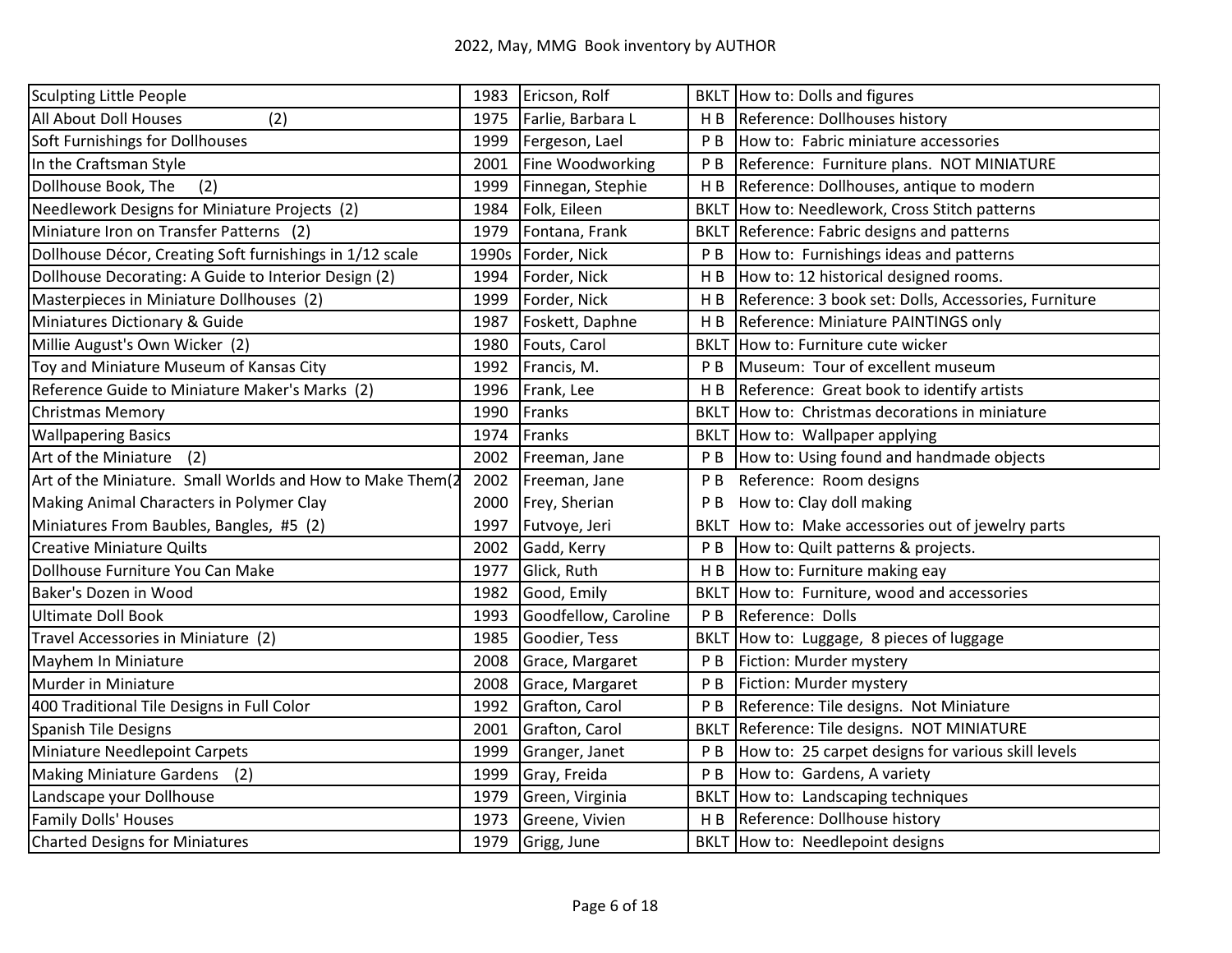# 2022, May, MMG Book inventory by AUTHOR

| Title | Year | Author | Type | Description |
|---|---|---|---|---|
| Sculpting Little People | 1983 | Ericson, Rolf | BKLT | How to: Dolls and figures |
| All About Doll Houses (2) | 1975 | Farlie, Barbara L | H B | Reference: Dollhouses history |
| Soft Furnishings for Dollhouses | 1999 | Fergeson, Lael | P B | How to: Fabric miniature accessories |
| In the Craftsman Style | 2001 | Fine Woodworking | P B | Reference: Furniture plans. NOT MINIATURE |
| Dollhouse Book, The (2) | 1999 | Finnegan, Stephie | H B | Reference: Dollhouses, antique to modern |
| Needlework Designs for Miniature Projects (2) | 1984 | Folk, Eileen | BKLT | How to: Needlework, Cross Stitch patterns |
| Miniature Iron on Transfer Patterns (2) | 1979 | Fontana, Frank | BKLT | Reference: Fabric designs and patterns |
| Dollhouse Décor, Creating Soft furnishings in 1/12 scale | 1990s | Forder, Nick | P B | How to: Furnishings ideas and patterns |
| Dollhouse Decorating: A Guide to Interior Design (2) | 1994 | Forder, Nick | H B | How to: 12 historical designed rooms. |
| Masterpieces in Miniature Dollhouses (2) | 1999 | Forder, Nick | H B | Reference: 3 book set: Dolls, Accessories, Furniture |
| Miniatures Dictionary & Guide | 1987 | Foskett, Daphne | H B | Reference: Miniature PAINTINGS only |
| Millie August's Own Wicker (2) | 1980 | Fouts, Carol | BKLT | How to: Furniture cute wicker |
| Toy and Miniature Museum of Kansas City | 1992 | Francis, M. | P B | Museum: Tour of excellent museum |
| Reference Guide to Miniature Maker's Marks (2) | 1996 | Frank, Lee | H B | Reference: Great book to identify artists |
| Christmas Memory | 1990 | Franks | BKLT | How to: Christmas decorations in miniature |
| Wallpapering Basics | 1974 | Franks | BKLT | How to: Wallpaper applying |
| Art of the Miniature (2) | 2002 | Freeman, Jane | P B | How to: Using found and handmade objects |
| Art of the Miniature. Small Worlds and How to Make Them(2 | 2002 | Freeman, Jane | P B | Reference: Room designs |
| Making Animal Characters in Polymer Clay | 2000 | Frey, Sherian | P B | How to: Clay doll making |
| Miniatures From Baubles, Bangles, #5 (2) | 1997 | Futvoye, Jeri | BKLT | How to: Make accessories out of jewelry parts |
| Creative Miniature Quilts | 2002 | Gadd, Kerry | P B | How to: Quilt patterns & projects. |
| Dollhouse Furniture You Can Make | 1977 | Glick, Ruth | H B | How to: Furniture making eay |
| Baker's Dozen in Wood | 1982 | Good, Emily | BKLT | How to: Furniture, wood and accessories |
| Ultimate Doll Book | 1993 | Goodfellow, Caroline | P B | Reference: Dolls |
| Travel Accessories in Miniature (2) | 1985 | Goodier, Tess | BKLT | How to: Luggage, 8 pieces of luggage |
| Mayhem In Miniature | 2008 | Grace, Margaret | P B | Fiction: Murder mystery |
| Murder in Miniature | 2008 | Grace, Margaret | P B | Fiction: Murder mystery |
| 400 Traditional Tile Designs in Full Color | 1992 | Grafton, Carol | P B | Reference: Tile designs. Not Miniature |
| Spanish Tile Designs | 2001 | Grafton, Carol | BKLT | Reference: Tile designs. NOT MINIATURE |
| Miniature Needlepoint Carpets | 1999 | Granger, Janet | P B | How to: 25 carpet designs for various skill levels |
| Making Miniature Gardens (2) | 1999 | Gray, Freida | P B | How to: Gardens, A variety |
| Landscape your Dollhouse | 1979 | Green, Virginia | BKLT | How to: Landscaping techniques |
| Family Dolls' Houses | 1973 | Greene, Vivien | H B | Reference: Dollhouse history |
| Charted Designs for Miniatures | 1979 | Grigg, June | BKLT | How to: Needlepoint designs |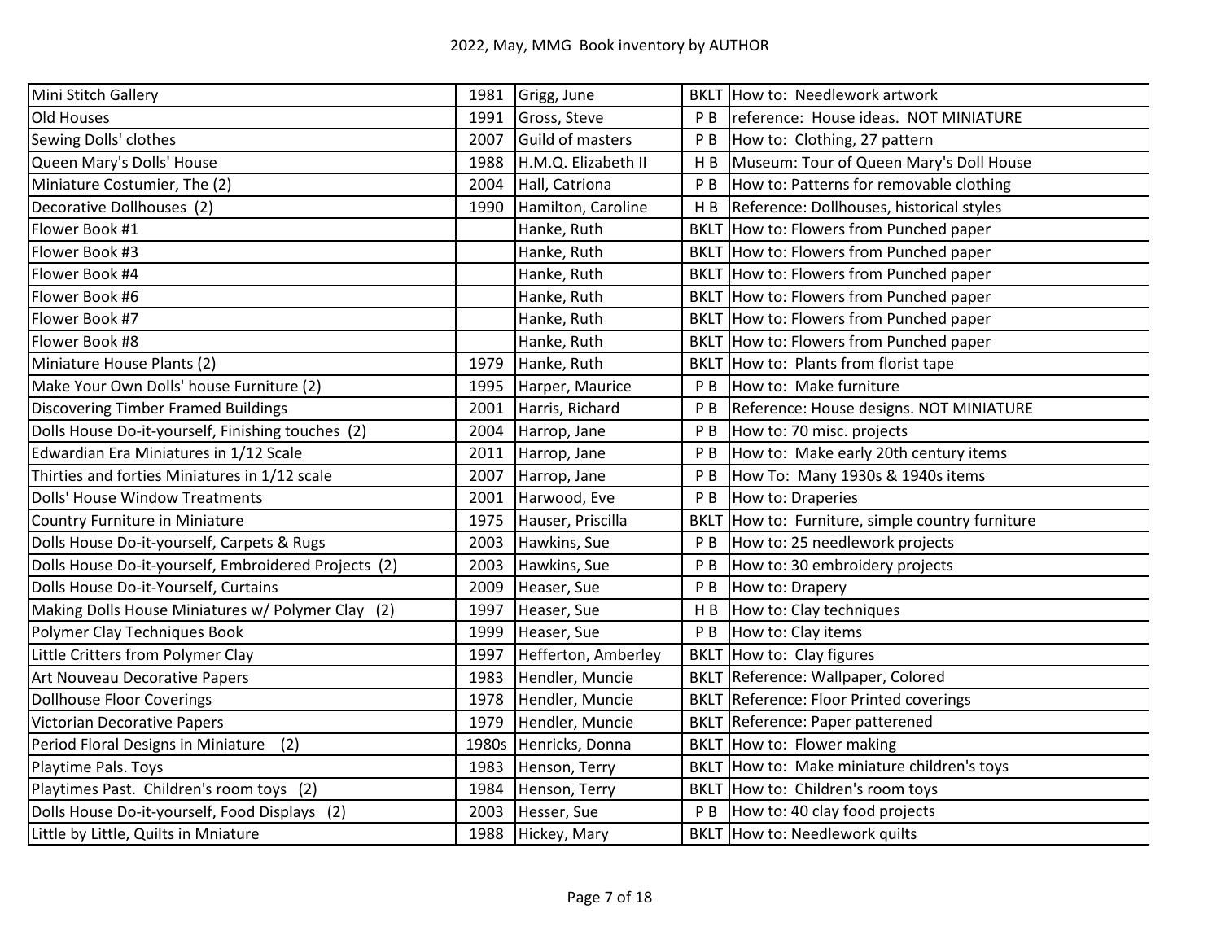2022, May, MMG Book inventory by AUTHOR

| | | | | |
|---|---|---|---|---|
| Mini Stitch Gallery | 1981 | Grigg, June | BKLT | How to: Needlework artwork |
| Old Houses | 1991 | Gross, Steve | P B | reference: House ideas. NOT MINIATURE |
| Sewing Dolls' clothes | 2007 | Guild of masters | P B | How to: Clothing, 27 pattern |
| Queen Mary's Dolls' House | 1988 | H.M.Q. Elizabeth II | H B | Museum: Tour of Queen Mary's Doll House |
| Miniature Costumier, The (2) | 2004 | Hall, Catriona | P B | How to: Patterns for removable clothing |
| Decorative Dollhouses (2) | 1990 | Hamilton, Caroline | H B | Reference: Dollhouses, historical styles |
| Flower Book #1 | | Hanke, Ruth | BKLT | How to: Flowers from Punched paper |
| Flower Book #3 | | Hanke, Ruth | BKLT | How to: Flowers from Punched paper |
| Flower Book #4 | | Hanke, Ruth | BKLT | How to: Flowers from Punched paper |
| Flower Book #6 | | Hanke, Ruth | BKLT | How to: Flowers from Punched paper |
| Flower Book #7 | | Hanke, Ruth | BKLT | How to: Flowers from Punched paper |
| Flower Book #8 | | Hanke, Ruth | BKLT | How to: Flowers from Punched paper |
| Miniature House Plants (2) | 1979 | Hanke, Ruth | BKLT | How to: Plants from florist tape |
| Make Your Own Dolls' house Furniture (2) | 1995 | Harper, Maurice | P B | How to: Make furniture |
| Discovering Timber Framed Buildings | 2001 | Harris, Richard | P B | Reference: House designs. NOT MINIATURE |
| Dolls House Do-it-yourself, Finishing touches (2) | 2004 | Harrop, Jane | P B | How to: 70 misc. projects |
| Edwardian Era Miniatures in 1/12 Scale | 2011 | Harrop, Jane | P B | How to: Make early 20th century items |
| Thirties and forties Miniatures in 1/12 scale | 2007 | Harrop, Jane | P B | How To: Many 1930s & 1940s items |
| Dolls' House Window Treatments | 2001 | Harwood, Eve | P B | How to: Draperies |
| Country Furniture in Miniature | 1975 | Hauser, Priscilla | BKLT | How to: Furniture, simple country furniture |
| Dolls House Do-it-yourself, Carpets & Rugs | 2003 | Hawkins, Sue | P B | How to: 25 needlework projects |
| Dolls House Do-it-yourself, Embroidered Projects (2) | 2003 | Hawkins, Sue | P B | How to: 30 embroidery projects |
| Dolls House Do-it-Yourself, Curtains | 2009 | Heaser, Sue | P B | How to: Drapery |
| Making Dolls House Miniatures w/ Polymer Clay (2) | 1997 | Heaser, Sue | H B | How to: Clay techniques |
| Polymer Clay Techniques Book | 1999 | Heaser, Sue | P B | How to: Clay items |
| Little Critters from Polymer Clay | 1997 | Hefferton, Amberley | BKLT | How to: Clay figures |
| Art Nouveau Decorative Papers | 1983 | Hendler, Muncie | BKLT | Reference: Wallpaper, Colored |
| Dollhouse Floor Coverings | 1978 | Hendler, Muncie | BKLT | Reference: Floor Printed coverings |
| Victorian Decorative Papers | 1979 | Hendler, Muncie | BKLT | Reference: Paper patterened |
| Period Floral Designs in Miniature (2) | 1980s | Henricks, Donna | BKLT | How to: Flower making |
| Playtime Pals. Toys | 1983 | Henson, Terry | BKLT | How to: Make miniature children's toys |
| Playtimes Past. Children's room toys (2) | 1984 | Henson, Terry | BKLT | How to: Children's room toys |
| Dolls House Do-it-yourself, Food Displays (2) | 2003 | Hesser, Sue | P B | How to: 40 clay food projects |
| Little by Little, Quilts in Mniature | 1988 | Hickey, Mary | BKLT | How to: Needlework quilts |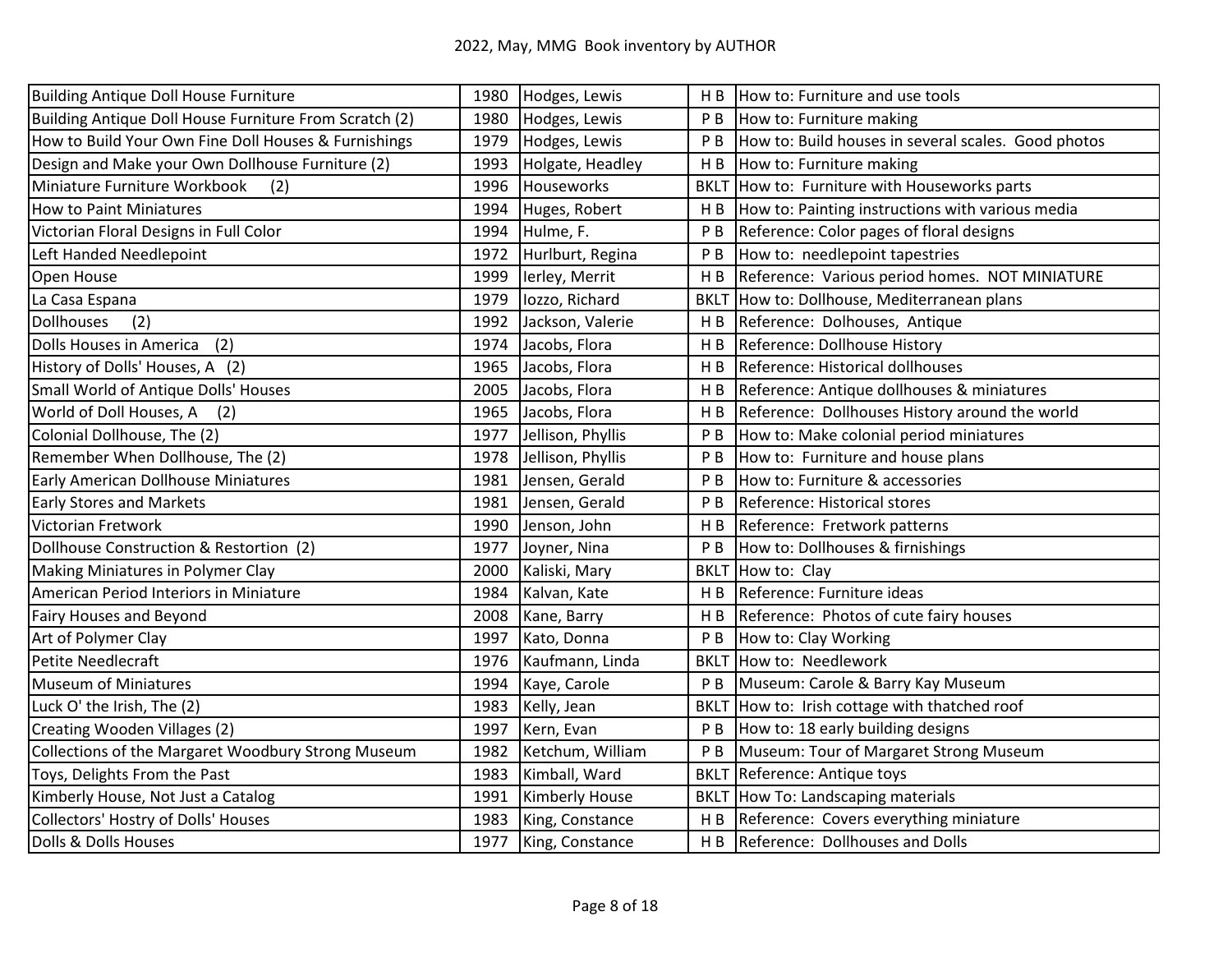| Title | Year | Author | Type | Description |
|---|---|---|---|---|
| Building Antique Doll House Furniture | 1980 | Hodges, Lewis | H B | How to: Furniture and use tools |
| Building Antique Doll House Furniture From Scratch (2) | 1980 | Hodges, Lewis | P B | How to: Furniture making |
| How to Build Your Own Fine Doll Houses & Furnishings | 1979 | Hodges, Lewis | P B | How to: Build houses in several scales. Good photos |
| Design and Make your Own Dollhouse Furniture (2) | 1993 | Holgate, Headley | H B | How to: Furniture making |
| Miniature Furniture Workbook (2) | 1996 | Houseworks | BKLT | How to: Furniture with Houseworks parts |
| How to Paint Miniatures | 1994 | Huges, Robert | H B | How to: Painting instructions with various media |
| Victorian Floral Designs in Full Color | 1994 | Hulme, F. | P B | Reference: Color pages of floral designs |
| Left Handed Needlepoint | 1972 | Hurlburt, Regina | P B | How to: needlepoint tapestries |
| Open House | 1999 | Ierley, Merrit | H B | Reference: Various period homes. NOT MINIATURE |
| La Casa Espana | 1979 | Iozzo, Richard | BKLT | How to: Dollhouse, Mediterranean plans |
| Dollhouses (2) | 1992 | Jackson, Valerie | H B | Reference: Dolhouses, Antique |
| Dolls Houses in America (2) | 1974 | Jacobs, Flora | H B | Reference: Dollhouse History |
| History of Dolls' Houses, A (2) | 1965 | Jacobs, Flora | H B | Reference: Historical dollhouses |
| Small World of Antique Dolls' Houses | 2005 | Jacobs, Flora | H B | Reference: Antique dollhouses & miniatures |
| World of Doll Houses, A (2) | 1965 | Jacobs, Flora | H B | Reference: Dollhouses History around the world |
| Colonial Dollhouse, The (2) | 1977 | Jellison, Phyllis | P B | How to: Make colonial period miniatures |
| Remember When Dollhouse, The (2) | 1978 | Jellison, Phyllis | P B | How to: Furniture and house plans |
| Early American Dollhouse Miniatures | 1981 | Jensen, Gerald | P B | How to: Furniture & accessories |
| Early Stores and Markets | 1981 | Jensen, Gerald | P B | Reference: Historical stores |
| Victorian Fretwork | 1990 | Jenson, John | H B | Reference: Fretwork patterns |
| Dollhouse Construction & Restortion (2) | 1977 | Joyner, Nina | P B | How to: Dollhouses & firnishings |
| Making Miniatures in Polymer Clay | 2000 | Kaliski, Mary | BKLT | How to: Clay |
| American Period Interiors in Miniature | 1984 | Kalvan, Kate | H B | Reference: Furniture ideas |
| Fairy Houses and Beyond | 2008 | Kane, Barry | H B | Reference: Photos of cute fairy houses |
| Art of Polymer Clay | 1997 | Kato, Donna | P B | How to: Clay Working |
| Petite Needlecraft | 1976 | Kaufmann, Linda | BKLT | How to: Needlework |
| Museum of Miniatures | 1994 | Kaye, Carole | P B | Museum: Carole & Barry Kay Museum |
| Luck O' the Irish, The (2) | 1983 | Kelly, Jean | BKLT | How to: Irish cottage with thatched roof |
| Creating Wooden Villages (2) | 1997 | Kern, Evan | P B | How to: 18 early building designs |
| Collections of the Margaret Woodbury Strong Museum | 1982 | Ketchum, William | P B | Museum: Tour of Margaret Strong Museum |
| Toys, Delights From the Past | 1983 | Kimball, Ward | BKLT | Reference: Antique toys |
| Kimberly House, Not Just a Catalog | 1991 | Kimberly House | BKLT | How To: Landscaping materials |
| Collectors' Hostry of Dolls' Houses | 1983 | King, Constance | H B | Reference: Covers everything miniature |
| Dolls & Dolls Houses | 1977 | King, Constance | H B | Reference: Dollhouses and Dolls |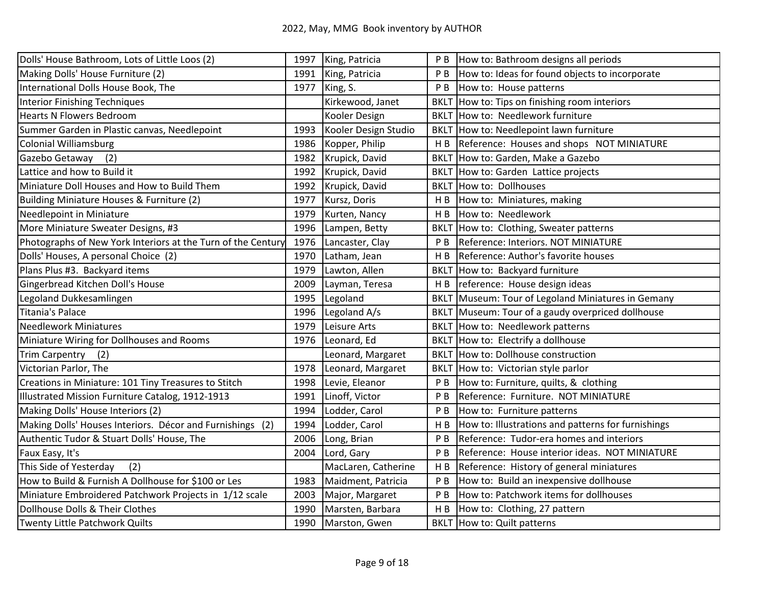| Title | Year | Author | Type | Description |
|---|---|---|---|---|
| Dolls' House Bathroom, Lots of Little Loos (2) | 1997 | King, Patricia | P B | How to: Bathroom designs all periods |
| Making Dolls' House Furniture (2) | 1991 | King, Patricia | P B | How to: Ideas for found objects to incorporate |
| International Dolls House Book, The | 1977 | King, S. | P B | How to: House patterns |
| Interior Finishing Techniques | | Kirkewood, Janet | BKLT | How to: Tips on finishing room interiors |
| Hearts N Flowers Bedroom | | Kooler Design | BKLT | How to: Needlework furniture |
| Summer Garden in Plastic canvas, Needlepoint | 1993 | Kooler Design Studio | BKLT | How to: Needlepoint lawn furniture |
| Colonial Williamsburg | 1986 | Kopper, Philip | H B | Reference: Houses and shops NOT MINIATURE |
| Gazebo Getaway (2) | 1982 | Krupick, David | BKLT | How to: Garden, Make a Gazebo |
| Lattice and how to Build it | 1992 | Krupick, David | BKLT | How to: Garden Lattice projects |
| Miniature Doll Houses and How to Build Them | 1992 | Krupick, David | BKLT | How to: Dollhouses |
| Building Miniature Houses & Furniture (2) | 1977 | Kursz, Doris | H B | How to: Miniatures, making |
| Needlepoint in Miniature | 1979 | Kurten, Nancy | H B | How to: Needlework |
| More Miniature Sweater Designs, #3 | 1996 | Lampen, Betty | BKLT | How to: Clothing, Sweater patterns |
| Photographs of New York Interiors at the Turn of the Century | 1976 | Lancaster, Clay | P B | Reference: Interiors. NOT MINIATURE |
| Dolls' Houses, A personal Choice (2) | 1970 | Latham, Jean | H B | Reference: Author's favorite houses |
| Plans Plus #3. Backyard items | 1979 | Lawton, Allen | BKLT | How to: Backyard furniture |
| Gingerbread Kitchen Doll's House | 2009 | Layman, Teresa | H B | reference: House design ideas |
| Legoland Dukkesamlingen | 1995 | Legoland | BKLT | Museum: Tour of Legoland Miniatures in Gemany |
| Titania's Palace | 1996 | Legoland A/s | BKLT | Museum: Tour of a gaudy overpriced dollhouse |
| Needlework Miniatures | 1979 | Leisure Arts | BKLT | How to: Needlework patterns |
| Miniature Wiring for Dollhouses and Rooms | 1976 | Leonard, Ed | BKLT | How to: Electrify a dollhouse |
| Trim Carpentry (2) | | Leonard, Margaret | BKLT | How to: Dollhouse construction |
| Victorian Parlor, The | 1978 | Leonard, Margaret | BKLT | How to: Victorian style parlor |
| Creations in Miniature: 101 Tiny Treasures to Stitch | 1998 | Levie, Eleanor | P B | How to: Furniture, quilts, & clothing |
| Illustrated Mission Furniture Catalog, 1912-1913 | 1991 | Linoff, Victor | P B | Reference: Furniture. NOT MINIATURE |
| Making Dolls' House Interiors (2) | 1994 | Lodder, Carol | P B | How to: Furniture patterns |
| Making Dolls' Houses Interiors. Décor and Furnishings (2) | 1994 | Lodder, Carol | H B | How to: Illustrations and patterns for furnishings |
| Authentic Tudor & Stuart Dolls' House, The | 2006 | Long, Brian | P B | Reference: Tudor-era homes and interiors |
| Faux Easy, It's | 2004 | Lord, Gary | P B | Reference: House interior ideas. NOT MINIATURE |
| This Side of Yesterday (2) | | MacLaren, Catherine | H B | Reference: History of general miniatures |
| How to Build & Furnish A Dollhouse for $100 or Les | 1983 | Maidment, Patricia | P B | How to: Build an inexpensive dollhouse |
| Miniature Embroidered Patchwork Projects in 1/12 scale | 2003 | Major, Margaret | P B | How to: Patchwork items for dollhouses |
| Dollhouse Dolls & Their Clothes | 1990 | Marsten, Barbara | H B | How to: Clothing, 27 pattern |
| Twenty Little Patchwork Quilts | 1990 | Marston, Gwen | BKLT | How to: Quilt patterns |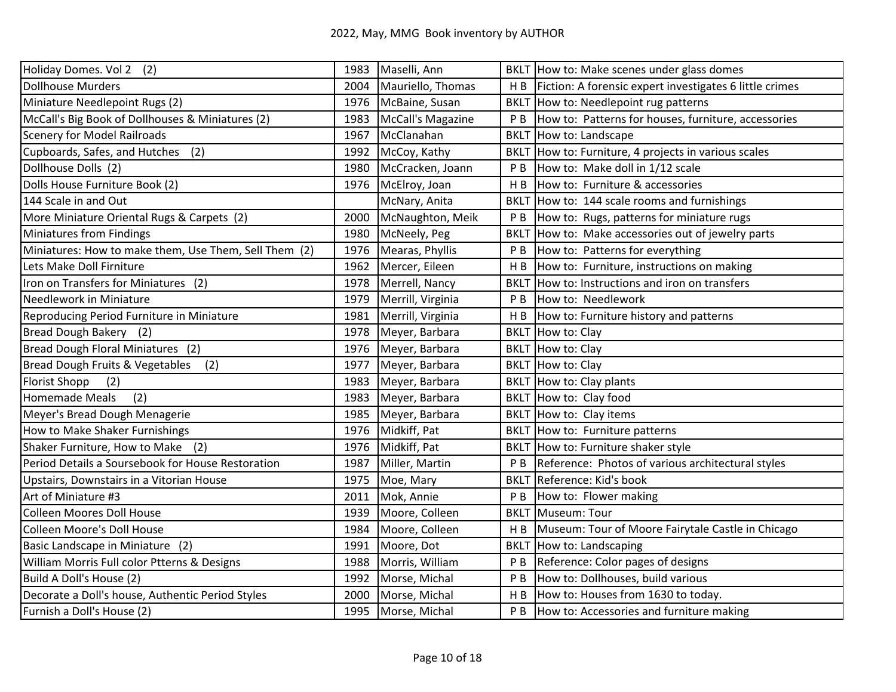| Title | Year | Author | Type | Description |
|---|---|---|---|---|
| Holiday Domes. Vol 2 (2) | 1983 | Maselli, Ann | BKLT | How to: Make scenes under glass domes |
| Dollhouse Murders | 2004 | Mauriello, Thomas | H B | Fiction: A forensic expert investigates 6 little crimes |
| Miniature Needlepoint Rugs (2) | 1976 | McBaine, Susan | BKLT | How to: Needlepoint rug patterns |
| McCall's Big Book of Dollhouses & Miniatures (2) | 1983 | McCall's Magazine | P B | How to: Patterns for houses, furniture, accessories |
| Scenery for Model Railroads | 1967 | McClanahan | BKLT | How to: Landscape |
| Cupboards, Safes, and Hutches (2) | 1992 | McCoy, Kathy | BKLT | How to: Furniture, 4 projects in various scales |
| Dollhouse Dolls (2) | 1980 | McCracken, Joann | P B | How to: Make doll in 1/12 scale |
| Dolls House Furniture Book (2) | 1976 | McElroy, Joan | H B | How to: Furniture & accessories |
| 144 Scale in and Out | | McNary, Anita | BKLT | How to: 144 scale rooms and furnishings |
| More Miniature Oriental Rugs & Carpets (2) | 2000 | McNaughton, Meik | P B | How to: Rugs, patterns for miniature rugs |
| Miniatures from Findings | 1980 | McNeely, Peg | BKLT | How to: Make accessories out of jewelry parts |
| Miniatures: How to make them, Use Them, Sell Them (2) | 1976 | Mearas, Phyllis | P B | How to: Patterns for everything |
| Lets Make Doll Firniture | 1962 | Mercer, Eileen | H B | How to: Furniture, instructions on making |
| Iron on Transfers for Miniatures (2) | 1978 | Merrell, Nancy | BKLT | How to: Instructions and iron on transfers |
| Needlework in Miniature | 1979 | Merrill, Virginia | P B | How to: Needlework |
| Reproducing Period Furniture in Miniature | 1981 | Merrill, Virginia | H B | How to: Furniture history and patterns |
| Bread Dough Bakery (2) | 1978 | Meyer, Barbara | BKLT | How to: Clay |
| Bread Dough Floral Miniatures (2) | 1976 | Meyer, Barbara | BKLT | How to: Clay |
| Bread Dough Fruits & Vegetables (2) | 1977 | Meyer, Barbara | BKLT | How to: Clay |
| Florist Shopp (2) | 1983 | Meyer, Barbara | BKLT | How to: Clay plants |
| Homemade Meals (2) | 1983 | Meyer, Barbara | BKLT | How to: Clay food |
| Meyer's Bread Dough Menagerie | 1985 | Meyer, Barbara | BKLT | How to: Clay items |
| How to Make Shaker Furnishings | 1976 | Midkiff, Pat | BKLT | How to: Furniture patterns |
| Shaker Furniture, How to Make (2) | 1976 | Midkiff, Pat | BKLT | How to: Furniture shaker style |
| Period Details a Soursebook for House Restoration | 1987 | Miller, Martin | P B | Reference: Photos of various architectural styles |
| Upstairs, Downstairs in a Vitorian House | 1975 | Moe, Mary | BKLT | Reference: Kid's book |
| Art of Miniature #3 | 2011 | Mok, Annie | P B | How to: Flower making |
| Colleen Moores Doll House | 1939 | Moore, Colleen | BKLT | Museum: Tour |
| Colleen Moore's Doll House | 1984 | Moore, Colleen | H B | Museum: Tour of Moore Fairytale Castle in Chicago |
| Basic Landscape in Miniature (2) | 1991 | Moore, Dot | BKLT | How to: Landscaping |
| William Morris Full color Ptterns & Designs | 1988 | Morris, William | P B | Reference: Color pages of designs |
| Build A Doll's House (2) | 1992 | Morse, Michal | P B | How to: Dollhouses, build various |
| Decorate a Doll's house, Authentic Period Styles | 2000 | Morse, Michal | H B | How to: Houses from 1630 to today. |
| Furnish a Doll's House (2) | 1995 | Morse, Michal | P B | How to: Accessories and furniture making |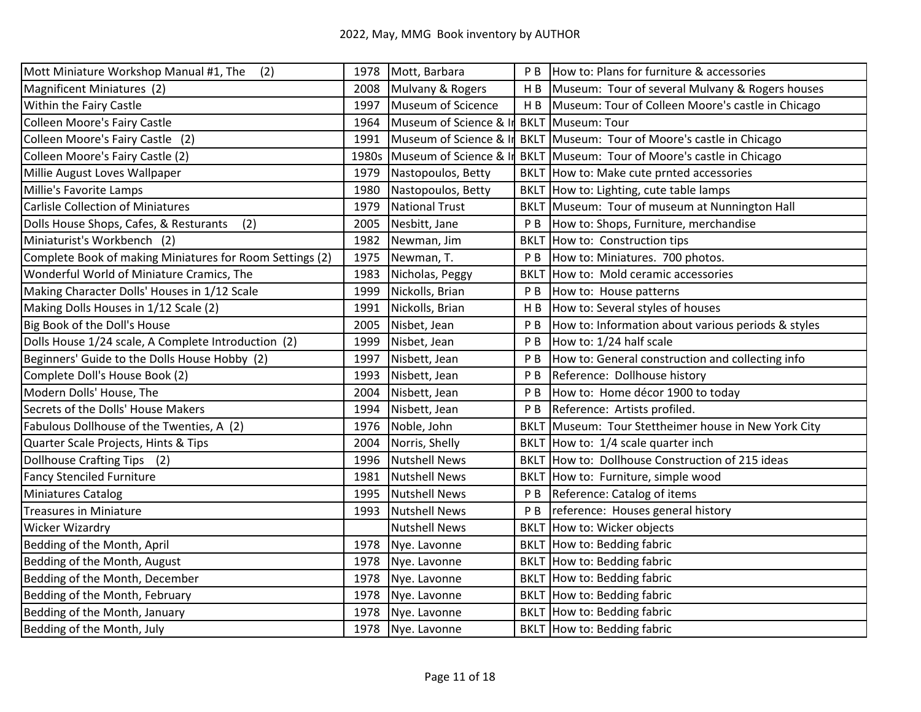# 2022, May, MMG Book inventory by AUTHOR

| | | | | |
|---|---|---|---|---|
| Mott Miniature Workshop Manual #1, The (2) | 1978 | Mott, Barbara | P B | How to: Plans for furniture & accessories |
| Magnificent Miniatures (2) | 2008 | Mulvany & Rogers | H B | Museum: Tour of several Mulvany & Rogers houses |
| Within the Fairy Castle | 1997 | Museum of Scicence | H B | Museum: Tour of Colleen Moore's castle in Chicago |
| Colleen Moore's Fairy Castle | 1964 | Museum of Science & Ir | BKLT | Museum: Tour |
| Colleen Moore's Fairy Castle (2) | 1991 | Museum of Science & Ir | BKLT | Museum: Tour of Moore's castle in Chicago |
| Colleen Moore's Fairy Castle (2) | 1980s | Museum of Science & Ir | BKLT | Museum: Tour of Moore's castle in Chicago |
| Millie August Loves Wallpaper | 1979 | Nastopoulos, Betty | BKLT | How to: Make cute prnted accessories |
| Millie's Favorite Lamps | 1980 | Nastopoulos, Betty | BKLT | How to: Lighting, cute table lamps |
| Carlisle Collection of Miniatures | 1979 | National Trust | BKLT | Museum: Tour of museum at Nunnington Hall |
| Dolls House Shops, Cafes, & Resturants (2) | 2005 | Nesbitt, Jane | P B | How to: Shops, Furniture, merchandise |
| Miniaturist's Workbench (2) | 1982 | Newman, Jim | BKLT | How to: Construction tips |
| Complete Book of making Miniatures for Room Settings (2) | 1975 | Newman, T. | P B | How to: Miniatures. 700 photos. |
| Wonderful World of Miniature Cramics, The | 1983 | Nicholas, Peggy | BKLT | How to: Mold ceramic accessories |
| Making Character Dolls' Houses in 1/12 Scale | 1999 | Nickolls, Brian | P B | How to: House patterns |
| Making Dolls Houses in 1/12 Scale (2) | 1991 | Nickolls, Brian | H B | How to: Several styles of houses |
| Big Book of the Doll's House | 2005 | Nisbet, Jean | P B | How to: Information about various periods & styles |
| Dolls House 1/24 scale, A Complete Introduction (2) | 1999 | Nisbet, Jean | P B | How to: 1/24 half scale |
| Beginners' Guide to the Dolls House Hobby (2) | 1997 | Nisbett, Jean | P B | How to: General construction and collecting info |
| Complete Doll's House Book (2) | 1993 | Nisbett, Jean | P B | Reference: Dollhouse history |
| Modern Dolls' House, The | 2004 | Nisbett, Jean | P B | How to: Home décor 1900 to today |
| Secrets of the Dolls' House Makers | 1994 | Nisbett, Jean | P B | Reference: Artists profiled. |
| Fabulous Dollhouse of the Twenties, A (2) | 1976 | Noble, John | BKLT | Museum: Tour Stettheimer house in New York City |
| Quarter Scale Projects, Hints & Tips | 2004 | Norris, Shelly | BKLT | How to: 1/4 scale quarter inch |
| Dollhouse Crafting Tips (2) | 1996 | Nutshell News | BKLT | How to: Dollhouse Construction of 215 ideas |
| Fancy Stenciled Furniture | 1981 | Nutshell News | BKLT | How to: Furniture, simple wood |
| Miniatures Catalog | 1995 | Nutshell News | P B | Reference: Catalog of items |
| Treasures in Miniature | 1993 | Nutshell News | P B | reference: Houses general history |
| Wicker Wizardry | | Nutshell News | BKLT | How to: Wicker objects |
| Bedding of the Month, April | 1978 | Nye. Lavonne | BKLT | How to: Bedding fabric |
| Bedding of the Month, August | 1978 | Nye. Lavonne | BKLT | How to: Bedding fabric |
| Bedding of the Month, December | 1978 | Nye. Lavonne | BKLT | How to: Bedding fabric |
| Bedding of the Month, February | 1978 | Nye. Lavonne | BKLT | How to: Bedding fabric |
| Bedding of the Month, January | 1978 | Nye. Lavonne | BKLT | How to: Bedding fabric |
| Bedding of the Month, July | 1978 | Nye. Lavonne | BKLT | How to: Bedding fabric |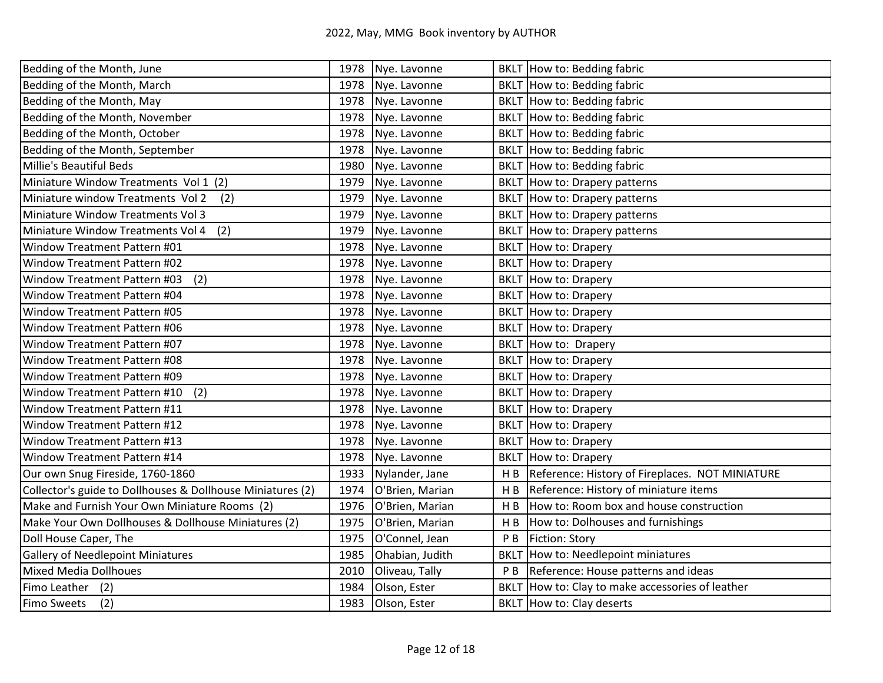| | | | | |
|---|---|---|---|---|
| Bedding of the Month, June | 1978 | Nye. Lavonne | BKLT | How to: Bedding fabric |
| Bedding of the Month, March | 1978 | Nye. Lavonne | BKLT | How to: Bedding fabric |
| Bedding of the Month, May | 1978 | Nye. Lavonne | BKLT | How to: Bedding fabric |
| Bedding of the Month, November | 1978 | Nye. Lavonne | BKLT | How to: Bedding fabric |
| Bedding of the Month, October | 1978 | Nye. Lavonne | BKLT | How to: Bedding fabric |
| Bedding of the Month, September | 1978 | Nye. Lavonne | BKLT | How to: Bedding fabric |
| Millie's Beautiful Beds | 1980 | Nye. Lavonne | BKLT | How to: Bedding fabric |
| Miniature Window Treatments Vol 1 (2) | 1979 | Nye. Lavonne | BKLT | How to: Drapery patterns |
| Miniature window Treatments Vol 2 (2) | 1979 | Nye. Lavonne | BKLT | How to: Drapery patterns |
| Miniature Window Treatments Vol 3 | 1979 | Nye. Lavonne | BKLT | How to: Drapery patterns |
| Miniature Window Treatments Vol 4 (2) | 1979 | Nye. Lavonne | BKLT | How to: Drapery patterns |
| Window Treatment Pattern #01 | 1978 | Nye. Lavonne | BKLT | How to: Drapery |
| Window Treatment Pattern #02 | 1978 | Nye. Lavonne | BKLT | How to: Drapery |
| Window Treatment Pattern #03 (2) | 1978 | Nye. Lavonne | BKLT | How to: Drapery |
| Window Treatment Pattern #04 | 1978 | Nye. Lavonne | BKLT | How to: Drapery |
| Window Treatment Pattern #05 | 1978 | Nye. Lavonne | BKLT | How to: Drapery |
| Window Treatment Pattern #06 | 1978 | Nye. Lavonne | BKLT | How to: Drapery |
| Window Treatment Pattern #07 | 1978 | Nye. Lavonne | BKLT | How to: Drapery |
| Window Treatment Pattern #08 | 1978 | Nye. Lavonne | BKLT | How to: Drapery |
| Window Treatment Pattern #09 | 1978 | Nye. Lavonne | BKLT | How to: Drapery |
| Window Treatment Pattern #10 (2) | 1978 | Nye. Lavonne | BKLT | How to: Drapery |
| Window Treatment Pattern #11 | 1978 | Nye. Lavonne | BKLT | How to: Drapery |
| Window Treatment Pattern #12 | 1978 | Nye. Lavonne | BKLT | How to: Drapery |
| Window Treatment Pattern #13 | 1978 | Nye. Lavonne | BKLT | How to: Drapery |
| Window Treatment Pattern #14 | 1978 | Nye. Lavonne | BKLT | How to: Drapery |
| Our own Snug Fireside, 1760-1860 | 1933 | Nylander, Jane | H B | Reference: History of Fireplaces. NOT MINIATURE |
| Collector's guide to Dollhouses & Dollhouse Miniatures (2) | 1974 | O'Brien, Marian | H B | Reference: History of miniature items |
| Make and Furnish Your Own Miniature Rooms (2) | 1976 | O'Brien, Marian | H B | How to: Room box and house construction |
| Make Your Own Dollhouses & Dollhouse Miniatures (2) | 1975 | O'Brien, Marian | H B | How to: Dolhouses and furnishings |
| Doll House Caper, The | 1975 | O'Connel, Jean | P B | Fiction: Story |
| Gallery of Needlepoint Miniatures | 1985 | Ohabian, Judith | BKLT | How to: Needlepoint miniatures |
| Mixed Media Dollhoues | 2010 | Oliveau, Tally | P B | Reference: House patterns and ideas |
| Fimo Leather (2) | 1984 | Olson, Ester | BKLT | How to: Clay to make accessories of leather |
| Fimo Sweets (2) | 1983 | Olson, Ester | BKLT | How to: Clay deserts |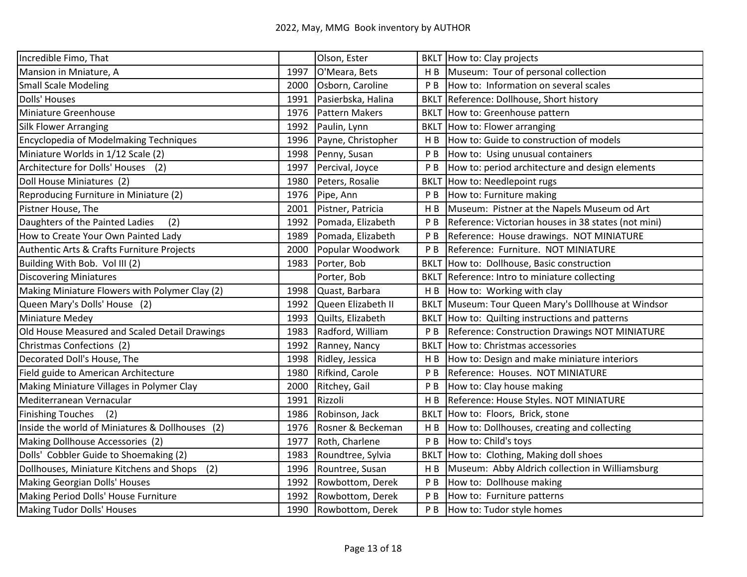| Title | Year | Author | Type | Description |
|---|---|---|---|---|
| Incredible Fimo, That | | Olson, Ester | BKLT | How to: Clay projects |
| Mansion in Mniature, A | 1997 | O'Meara, Bets | H B | Museum: Tour of personal collection |
| Small Scale Modeling | 2000 | Osborn, Caroline | P B | How to: Information on several scales |
| Dolls' Houses | 1991 | Pasierbska, Halina | BKLT | Reference: Dollhouse, Short history |
| Miniature Greenhouse | 1976 | Pattern Makers | BKLT | How to: Greenhouse pattern |
| Silk Flower Arranging | 1992 | Paulin, Lynn | BKLT | How to: Flower arranging |
| Encyclopedia of Modelmaking Techniques | 1996 | Payne, Christopher | H B | How to: Guide to construction of models |
| Miniature Worlds in 1/12 Scale (2) | 1998 | Penny, Susan | P B | How to: Using unusual containers |
| Architecture for Dolls' Houses (2) | 1997 | Percival, Joyce | P B | How to: period architecture and design elements |
| Doll House Miniatures (2) | 1980 | Peters, Rosalie | BKLT | How to: Needlepoint rugs |
| Reproducing Furniture in Miniature (2) | 1976 | Pipe, Ann | P B | How to: Furniture making |
| Pistner House, The | 2001 | Pistner, Patricia | H B | Museum: Pistner at the Napels Museum od Art |
| Daughters of the Painted Ladies (2) | 1992 | Pomada, Elizabeth | P B | Reference: Victorian houses in 38 states (not mini) |
| How to Create Your Own Painted Lady | 1989 | Pomada, Elizabeth | P B | Reference: House drawings. NOT MINIATURE |
| Authentic Arts & Crafts Furniture Projects | 2000 | Popular Woodwork | P B | Reference: Furniture. NOT MINIATURE |
| Building With Bob. Vol III (2) | 1983 | Porter, Bob | BKLT | How to: Dollhouse, Basic construction |
| Discovering Miniatures | | Porter, Bob | BKLT | Reference: Intro to miniature collecting |
| Making Miniature Flowers with Polymer Clay (2) | 1998 | Quast, Barbara | H B | How to: Working with clay |
| Queen Mary's Dolls' House (2) | 1992 | Queen Elizabeth II | BKLT | Museum: Tour Queen Mary's Dolllhouse at Windsor |
| Miniature Medey | 1993 | Quilts, Elizabeth | BKLT | How to: Quilting instructions and patterns |
| Old House Measured and Scaled Detail Drawings | 1983 | Radford, William | P B | Reference: Construction Drawings NOT MINIATURE |
| Christmas Confections (2) | 1992 | Ranney, Nancy | BKLT | How to: Christmas accessories |
| Decorated Doll's House, The | 1998 | Ridley, Jessica | H B | How to: Design and make miniature interiors |
| Field guide to American Architecture | 1980 | Rifkind, Carole | P B | Reference: Houses. NOT MINIATURE |
| Making Miniature Villages in Polymer Clay | 2000 | Ritchey, Gail | P B | How to: Clay house making |
| Mediterranean Vernacular | 1991 | Rizzoli | H B | Reference: House Styles. NOT MINIATURE |
| Finishing Touches (2) | 1986 | Robinson, Jack | BKLT | How to: Floors, Brick, stone |
| Inside the world of Miniatures & Dollhouses (2) | 1976 | Rosner & Beckeman | H B | How to: Dollhouses, creating and collecting |
| Making Dollhouse Accessories (2) | 1977 | Roth, Charlene | P B | How to: Child's toys |
| Dolls' Cobbler Guide to Shoemaking (2) | 1983 | Roundtree, Sylvia | BKLT | How to: Clothing, Making doll shoes |
| Dollhouses, Miniature Kitchens and Shops (2) | 1996 | Rountree, Susan | H B | Museum: Abby Aldrich collection in Williamsburg |
| Making Georgian Dolls' Houses | 1992 | Rowbottom, Derek | P B | How to: Dollhouse making |
| Making Period Dolls' House Furniture | 1992 | Rowbottom, Derek | P B | How to: Furniture patterns |
| Making Tudor Dolls' Houses | 1990 | Rowbottom, Derek | P B | How to: Tudor style homes |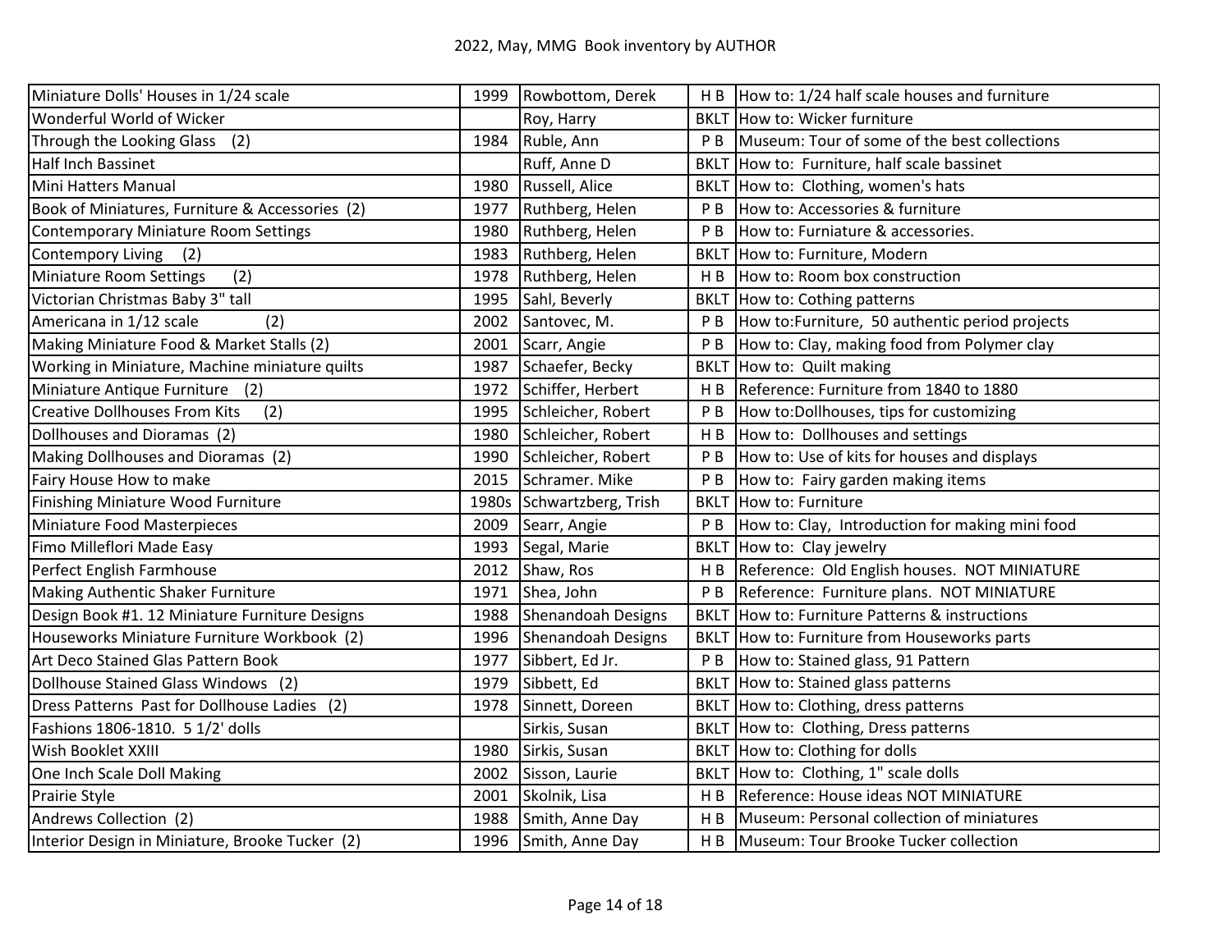# 2022, May, MMG Book inventory by AUTHOR

| Title | Year | Author | Type | Description |
|---|---|---|---|---|
| Miniature Dolls' Houses in 1/24 scale | 1999 | Rowbottom, Derek | H B | How to: 1/24 half scale houses and furniture |
| Wonderful World of Wicker | | Roy, Harry | BKLT | How to: Wicker furniture |
| Through the Looking Glass (2) | 1984 | Ruble, Ann | P B | Museum: Tour of some of the best collections |
| Half Inch Bassinet | | Ruff, Anne D | BKLT | How to: Furniture, half scale bassinet |
| Mini Hatters Manual | 1980 | Russell, Alice | BKLT | How to: Clothing, women's hats |
| Book of Miniatures, Furniture & Accessories (2) | 1977 | Ruthberg, Helen | P B | How to: Accessories & furniture |
| Contemporary Miniature Room Settings | 1980 | Ruthberg, Helen | P B | How to: Furniature & accessories. |
| Contempory Living (2) | 1983 | Ruthberg, Helen | BKLT | How to: Furniture, Modern |
| Miniature Room Settings (2) | 1978 | Ruthberg, Helen | H B | How to: Room box construction |
| Victorian Christmas Baby 3" tall | 1995 | Sahl, Beverly | BKLT | How to: Cothing patterns |
| Americana in 1/12 scale (2) | 2002 | Santovec, M. | P B | How to:Furniture, 50 authentic period projects |
| Making Miniature Food & Market Stalls (2) | 2001 | Scarr, Angie | P B | How to: Clay, making food from Polymer clay |
| Working in Miniature, Machine miniature quilts | 1987 | Schaefer, Becky | BKLT | How to: Quilt making |
| Miniature Antique Furniture (2) | 1972 | Schiffer, Herbert | H B | Reference: Furniture from 1840 to 1880 |
| Creative Dollhouses From Kits (2) | 1995 | Schleicher, Robert | P B | How to:Dollhouses, tips for customizing |
| Dollhouses and Dioramas (2) | 1980 | Schleicher, Robert | H B | How to: Dollhouses and settings |
| Making Dollhouses and Dioramas (2) | 1990 | Schleicher, Robert | P B | How to: Use of kits for houses and displays |
| Fairy House How to make | 2015 | Schramer. Mike | P B | How to: Fairy garden making items |
| Finishing Miniature Wood Furniture | 1980s | Schwartzberg, Trish | BKLT | How to: Furniture |
| Miniature Food Masterpieces | 2009 | Searr, Angie | P B | How to: Clay, Introduction for making mini food |
| Fimo Milleflori Made Easy | 1993 | Segal, Marie | BKLT | How to: Clay jewelry |
| Perfect English Farmhouse | 2012 | Shaw, Ros | H B | Reference: Old English houses. NOT MINIATURE |
| Making Authentic Shaker Furniture | 1971 | Shea, John | P B | Reference: Furniture plans. NOT MINIATURE |
| Design Book #1. 12 Miniature Furniture Designs | 1988 | Shenandoah Designs | BKLT | How to: Furniture Patterns & instructions |
| Houseworks Miniature Furniture Workbook (2) | 1996 | Shenandoah Designs | BKLT | How to: Furniture from Houseworks parts |
| Art Deco Stained Glas Pattern Book | 1977 | Sibbert, Ed Jr. | P B | How to: Stained glass, 91 Pattern |
| Dollhouse Stained Glass Windows (2) | 1979 | Sibbett, Ed | BKLT | How to: Stained glass patterns |
| Dress Patterns Past for Dollhouse Ladies (2) | 1978 | Sinnett, Doreen | BKLT | How to: Clothing, dress patterns |
| Fashions 1806-1810. 5 1/2' dolls | | Sirkis, Susan | BKLT | How to: Clothing, Dress patterns |
| Wish Booklet XXIII | 1980 | Sirkis, Susan | BKLT | How to: Clothing for dolls |
| One Inch Scale Doll Making | 2002 | Sisson, Laurie | BKLT | How to: Clothing, 1" scale dolls |
| Prairie Style | 2001 | Skolnik, Lisa | H B | Reference: House ideas NOT MINIATURE |
| Andrews Collection (2) | 1988 | Smith, Anne Day | H B | Museum: Personal collection of miniatures |
| Interior Design in Miniature, Brooke Tucker (2) | 1996 | Smith, Anne Day | H B | Museum: Tour Brooke Tucker collection |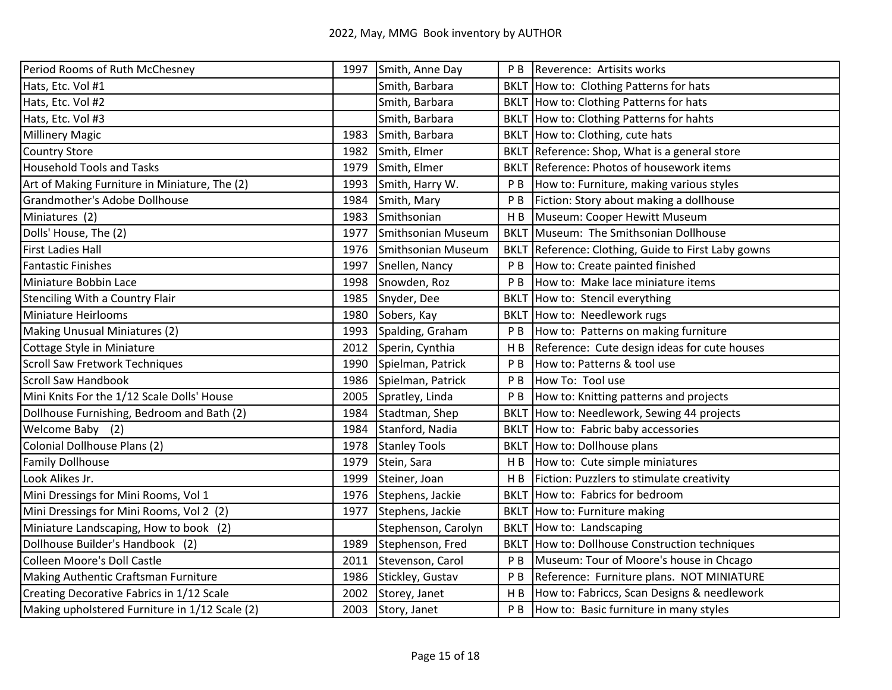| Period Rooms of Ruth McChesney | 1997 | Smith, Anne Day | P B | Reverence: Artisits works |
|---|---|---|---|---|
| Hats, Etc. Vol #1 | | Smith, Barbara | BKLT | How to: Clothing Patterns for hats |
| Hats, Etc. Vol #2 | | Smith, Barbara | BKLT | How to: Clothing Patterns for hats |
| Hats, Etc. Vol #3 | | Smith, Barbara | BKLT | How to: Clothing Patterns for hahts |
| Millinery Magic | 1983 | Smith, Barbara | BKLT | How to: Clothing, cute hats |
| Country Store | 1982 | Smith, Elmer | BKLT | Reference: Shop, What is a general store |
| Household Tools and Tasks | 1979 | Smith, Elmer | BKLT | Reference: Photos of housework items |
| Art of Making Furniture in Miniature, The (2) | 1993 | Smith, Harry W. | P B | How to: Furniture, making various styles |
| Grandmother's Adobe Dollhouse | 1984 | Smith, Mary | P B | Fiction: Story about making a dollhouse |
| Miniatures (2) | 1983 | Smithsonian | H B | Museum: Cooper Hewitt Museum |
| Dolls' House, The (2) | 1977 | Smithsonian Museum | BKLT | Museum: The Smithsonian Dollhouse |
| First Ladies Hall | 1976 | Smithsonian Museum | BKLT | Reference: Clothing, Guide to First Laby gowns |
| Fantastic Finishes | 1997 | Snellen, Nancy | P B | How to: Create painted finished |
| Miniature Bobbin Lace | 1998 | Snowden, Roz | P B | How to: Make lace miniature items |
| Stenciling With a Country Flair | 1985 | Snyder, Dee | BKLT | How to: Stencil everything |
| Miniature Heirlooms | 1980 | Sobers, Kay | BKLT | How to: Needlework rugs |
| Making Unusual Miniatures (2) | 1993 | Spalding, Graham | P B | How to: Patterns on making furniture |
| Cottage Style in Miniature | 2012 | Sperin, Cynthia | H B | Reference: Cute design ideas for cute houses |
| Scroll Saw Fretwork Techniques | 1990 | Spielman, Patrick | P B | How to: Patterns & tool use |
| Scroll Saw Handbook | 1986 | Spielman, Patrick | P B | How To: Tool use |
| Mini Knits For the 1/12 Scale Dolls' House | 2005 | Spratley, Linda | P B | How to: Knitting patterns and projects |
| Dollhouse Furnishing, Bedroom and Bath (2) | 1984 | Stadtman, Shep | BKLT | How to: Needlework, Sewing 44 projects |
| Welcome Baby (2) | 1984 | Stanford, Nadia | BKLT | How to: Fabric baby accessories |
| Colonial Dollhouse Plans (2) | 1978 | Stanley Tools | BKLT | How to: Dollhouse plans |
| Family Dollhouse | 1979 | Stein, Sara | H B | How to: Cute simple miniatures |
| Look Alikes Jr. | 1999 | Steiner, Joan | H B | Fiction: Puzzlers to stimulate creativity |
| Mini Dressings for Mini Rooms, Vol 1 | 1976 | Stephens, Jackie | BKLT | How to: Fabrics for bedroom |
| Mini Dressings for Mini Rooms, Vol 2 (2) | 1977 | Stephens, Jackie | BKLT | How to: Furniture making |
| Miniature Landscaping, How to book (2) | | Stephenson, Carolyn | BKLT | How to: Landscaping |
| Dollhouse Builder's Handbook (2) | 1989 | Stephenson, Fred | BKLT | How to: Dollhouse Construction techniques |
| Colleen Moore's Doll Castle | 2011 | Stevenson, Carol | P B | Museum: Tour of Moore's house in Chcago |
| Making Authentic Craftsman Furniture | 1986 | Stickley, Gustav | P B | Reference: Furniture plans. NOT MINIATURE |
| Creating Decorative Fabrics in 1/12 Scale | 2002 | Storey, Janet | H B | How to: Fabriccs, Scan Designs & needlework |
| Making upholstered Furniture in 1/12 Scale (2) | 2003 | Story, Janet | P B | How to: Basic furniture in many styles |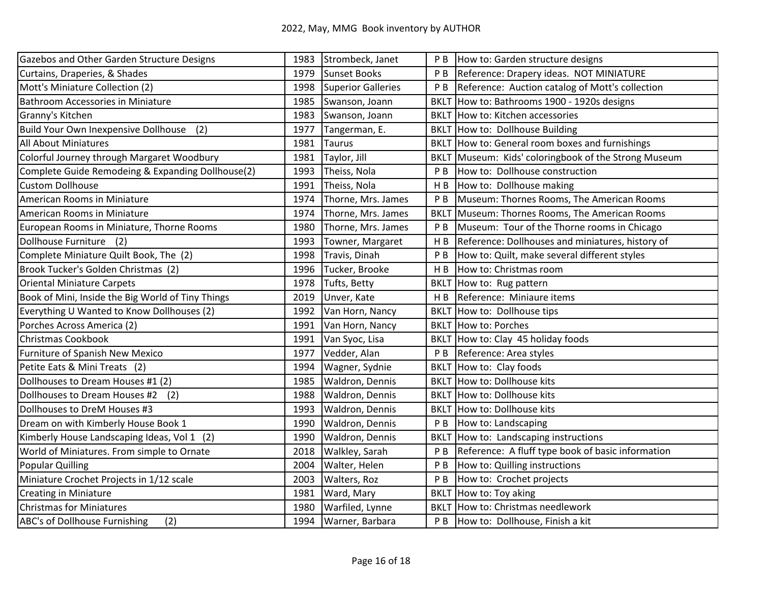| Gazebos and Other Garden Structure Designs | 1983 | Strombeck, Janet | P B | How to: Garden structure designs |
|---|---|---|---|---|
| Curtains, Draperies, & Shades | 1979 | Sunset Books | P B | Reference: Drapery ideas. NOT MINIATURE |
| Mott's Miniature Collection (2) | 1998 | Superior Galleries | P B | Reference: Auction catalog of Mott's collection |
| Bathroom Accessories in Miniature | 1985 | Swanson, Joann | BKLT | How to: Bathrooms 1900 - 1920s designs |
| Granny's Kitchen | 1983 | Swanson, Joann | BKLT | How to: Kitchen accessories |
| Build Your Own Inexpensive Dollhouse (2) | 1977 | Tangerman, E. | BKLT | How to: Dollhouse Building |
| All About Miniatures | 1981 | Taurus | BKLT | How to: General room boxes and furnishings |
| Colorful Journey through Margaret Woodbury | 1981 | Taylor, Jill | BKLT | Museum: Kids' coloringbook of the Strong Museum |
| Complete Guide Remodeing & Expanding Dollhouse(2) | 1993 | Theiss, Nola | P B | How to: Dollhouse construction |
| Custom Dollhouse | 1991 | Theiss, Nola | H B | How to: Dollhouse making |
| American Rooms in Miniature | 1974 | Thorne, Mrs. James | P B | Museum: Thornes Rooms, The American Rooms |
| American Rooms in Miniature | 1974 | Thorne, Mrs. James | BKLT | Museum: Thornes Rooms, The American Rooms |
| European Rooms in Miniature, Thorne Rooms | 1980 | Thorne, Mrs. James | P B | Museum: Tour of the Thorne rooms in Chicago |
| Dollhouse Furniture (2) | 1993 | Towner, Margaret | H B | Reference: Dollhouses and miniatures, history of |
| Complete Miniature Quilt Book, The (2) | 1998 | Travis, Dinah | P B | How to: Quilt, make several different styles |
| Brook Tucker's Golden Christmas (2) | 1996 | Tucker, Brooke | H B | How to: Christmas room |
| Oriental Miniature Carpets | 1978 | Tufts, Betty | BKLT | How to: Rug pattern |
| Book of Mini, Inside the Big World of Tiny Things | 2019 | Unver, Kate | H B | Reference: Miniaure items |
| Everything U Wanted to Know Dollhouses (2) | 1992 | Van Horn, Nancy | BKLT | How to: Dollhouse tips |
| Porches Across America (2) | 1991 | Van Horn, Nancy | BKLT | How to: Porches |
| Christmas Cookbook | 1991 | Van Syoc, Lisa | BKLT | How to: Clay 45 holiday foods |
| Furniture of Spanish New Mexico | 1977 | Vedder, Alan | P B | Reference: Area styles |
| Petite Eats & Mini Treats (2) | 1994 | Wagner, Sydnie | BKLT | How to: Clay foods |
| Dollhouses to Dream Houses #1 (2) | 1985 | Waldron, Dennis | BKLT | How to: Dollhouse kits |
| Dollhouses to Dream Houses #2 (2) | 1988 | Waldron, Dennis | BKLT | How to: Dollhouse kits |
| Dollhouses to DreM Houses #3 | 1993 | Waldron, Dennis | BKLT | How to: Dollhouse kits |
| Dream on with Kimberly House Book 1 | 1990 | Waldron, Dennis | P B | How to: Landscaping |
| Kimberly House Landscaping Ideas, Vol 1 (2) | 1990 | Waldron, Dennis | BKLT | How to: Landscaping instructions |
| World of Miniatures. From simple to Ornate | 2018 | Walkley, Sarah | P B | Reference: A fluff type book of basic information |
| Popular Quilling | 2004 | Walter, Helen | P B | How to: Quilling instructions |
| Miniature Crochet Projects in 1/12 scale | 2003 | Walters, Roz | P B | How to: Crochet projects |
| Creating in Miniature | 1981 | Ward, Mary | BKLT | How to: Toy aking |
| Christmas for Miniatures | 1980 | Warfiled, Lynne | BKLT | How to: Christmas needlework |
| ABC's of Dollhouse Furnishing (2) | 1994 | Warner, Barbara | P B | How to: Dollhouse, Finish a kit |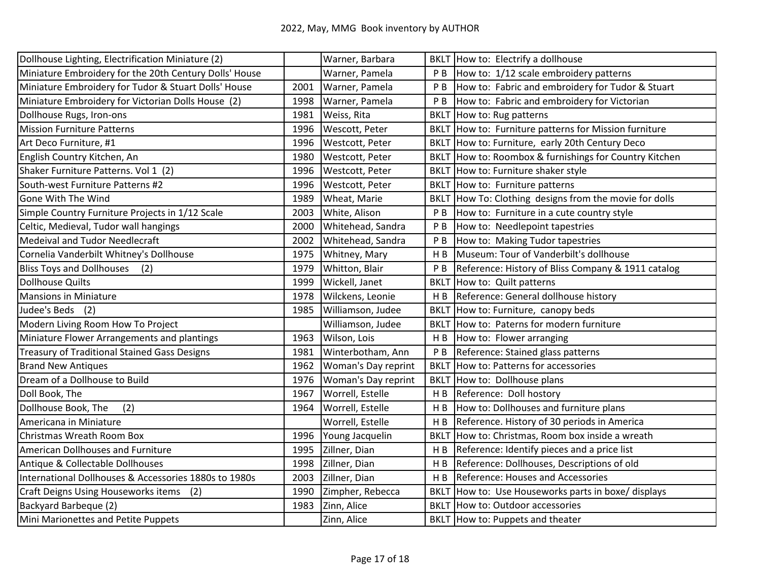# 2022, May, MMG Book inventory by AUTHOR

| Title | Year | Author | Type | Description |
|---|---|---|---|---|
| Dollhouse Lighting, Electrification Miniature (2) | | Warner, Barbara | BKLT | How to: Electrify a dollhouse |
| Miniature Embroidery for the 20th Century Dolls' House | | Warner, Pamela | P B | How to: 1/12 scale embroidery patterns |
| Miniature Embroidery for Tudor & Stuart Dolls' House | 2001 | Warner, Pamela | P B | How to: Fabric and embroidery for Tudor & Stuart |
| Miniature Embroidery for Victorian Dolls House (2) | 1998 | Warner, Pamela | P B | How to: Fabric and embroidery for Victorian |
| Dollhouse Rugs, Iron-ons | 1981 | Weiss, Rita | BKLT | How to: Rug patterns |
| Mission Furniture Patterns | 1996 | Wescott, Peter | BKLT | How to: Furniture patterns for Mission furniture |
| Art Deco Furniture, #1 | 1996 | Westcott, Peter | BKLT | How to: Furniture, early 20th Century Deco |
| English Country Kitchen, An | 1980 | Westcott, Peter | BKLT | How to: Roombox & furnishings for Country Kitchen |
| Shaker Furniture Patterns. Vol 1 (2) | 1996 | Westcott, Peter | BKLT | How to: Furniture shaker style |
| South-west Furniture Patterns #2 | 1996 | Westcott, Peter | BKLT | How to: Furniture patterns |
| Gone With The Wind | 1989 | Wheat, Marie | BKLT | How To: Clothing designs from the movie for dolls |
| Simple Country Furniture Projects in 1/12 Scale | 2003 | White, Alison | P B | How to: Furniture in a cute country style |
| Celtic, Medieval, Tudor wall hangings | 2000 | Whitehead, Sandra | P B | How to: Needlepoint tapestries |
| Medeival and Tudor Needlecraft | 2002 | Whitehead, Sandra | P B | How to: Making Tudor tapestries |
| Cornelia Vanderbilt Whitney's Dollhouse | 1975 | Whitney, Mary | H B | Museum: Tour of Vanderbilt's dollhouse |
| Bliss Toys and Dollhouses (2) | 1979 | Whitton, Blair | P B | Reference: History of Bliss Company & 1911 catalog |
| Dollhouse Quilts | 1999 | Wickell, Janet | BKLT | How to: Quilt patterns |
| Mansions in Miniature | 1978 | Wilckens, Leonie | H B | Reference: General dollhouse history |
| Judee's Beds (2) | 1985 | Williamson, Judee | BKLT | How to: Furniture, canopy beds |
| Modern Living Room How To Project | | Williamson, Judee | BKLT | How to: Paterns for modern furniture |
| Miniature Flower Arrangements and plantings | 1963 | Wilson, Lois | H B | How to: Flower arranging |
| Treasury of Traditional Stained Gass Designs | 1981 | Winterbotham, Ann | P B | Reference: Stained glass patterns |
| Brand New Antiques | 1962 | Woman's Day reprint | BKLT | How to: Patterns for accessories |
| Dream of a Dollhouse to Build | 1976 | Woman's Day reprint | BKLT | How to: Dollhouse plans |
| Doll Book, The | 1967 | Worrell, Estelle | H B | Reference: Doll hostory |
| Dollhouse Book, The (2) | 1964 | Worrell, Estelle | H B | How to: Dollhouses and furniture plans |
| Americana in Miniature | | Worrell, Estelle | H B | Reference. History of 30 periods in America |
| Christmas Wreath Room Box | 1996 | Young Jacquelin | BKLT | How to: Christmas, Room box inside a wreath |
| American Dollhouses and Furniture | 1995 | Zillner, Dian | H B | Reference: Identify pieces and a price list |
| Antique & Collectable Dollhouses | 1998 | Zillner, Dian | H B | Reference: Dollhouses, Descriptions of old |
| International Dollhouses & Accessories 1880s to 1980s | 2003 | Zillner, Dian | H B | Reference: Houses and Accessories |
| Craft Deigns Using Houseworks items (2) | 1990 | Zimpher, Rebecca | BKLT | How to: Use Houseworks parts in boxe/ displays |
| Backyard Barbeque (2) | 1983 | Zinn, Alice | BKLT | How to: Outdoor accessories |
| Mini Marionettes and Petite Puppets | | Zinn, Alice | BKLT | How to: Puppets and theater |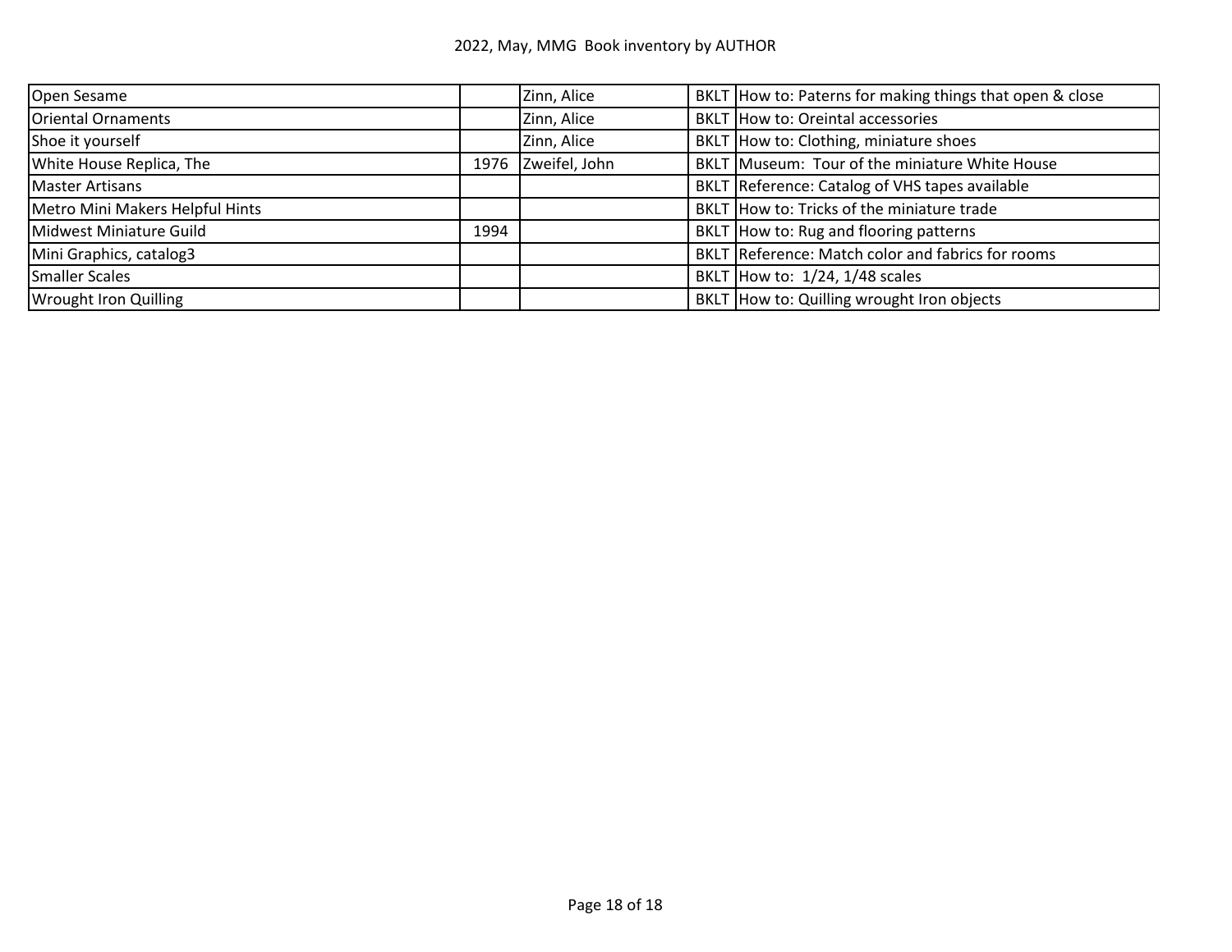| | | | | |
|---|---|---|---|---|
| Open Sesame | | Zinn, Alice | BKLT | How to: Paterns for making things that open & close |
| Oriental Ornaments | | Zinn, Alice | BKLT | How to: Oreintal accessories |
| Shoe it yourself | | Zinn, Alice | BKLT | How to: Clothing, miniature shoes |
| White House Replica, The | 1976 | Zweifel, John | BKLT | Museum:  Tour of the miniature White House |
| Master Artisans | | | BKLT | Reference: Catalog of VHS tapes available |
| Metro Mini Makers Helpful Hints | | | BKLT | How to: Tricks of the miniature trade |
| Midwest Miniature Guild | 1994 | | BKLT | How to: Rug and flooring patterns |
| Mini Graphics, catalog3 | | | BKLT | Reference: Match color and fabrics for rooms |
| Smaller Scales | | | BKLT | How to:  1/24, 1/48 scales |
| Wrought Iron Quilling | | | BKLT | How to: Quilling wrought Iron objects |